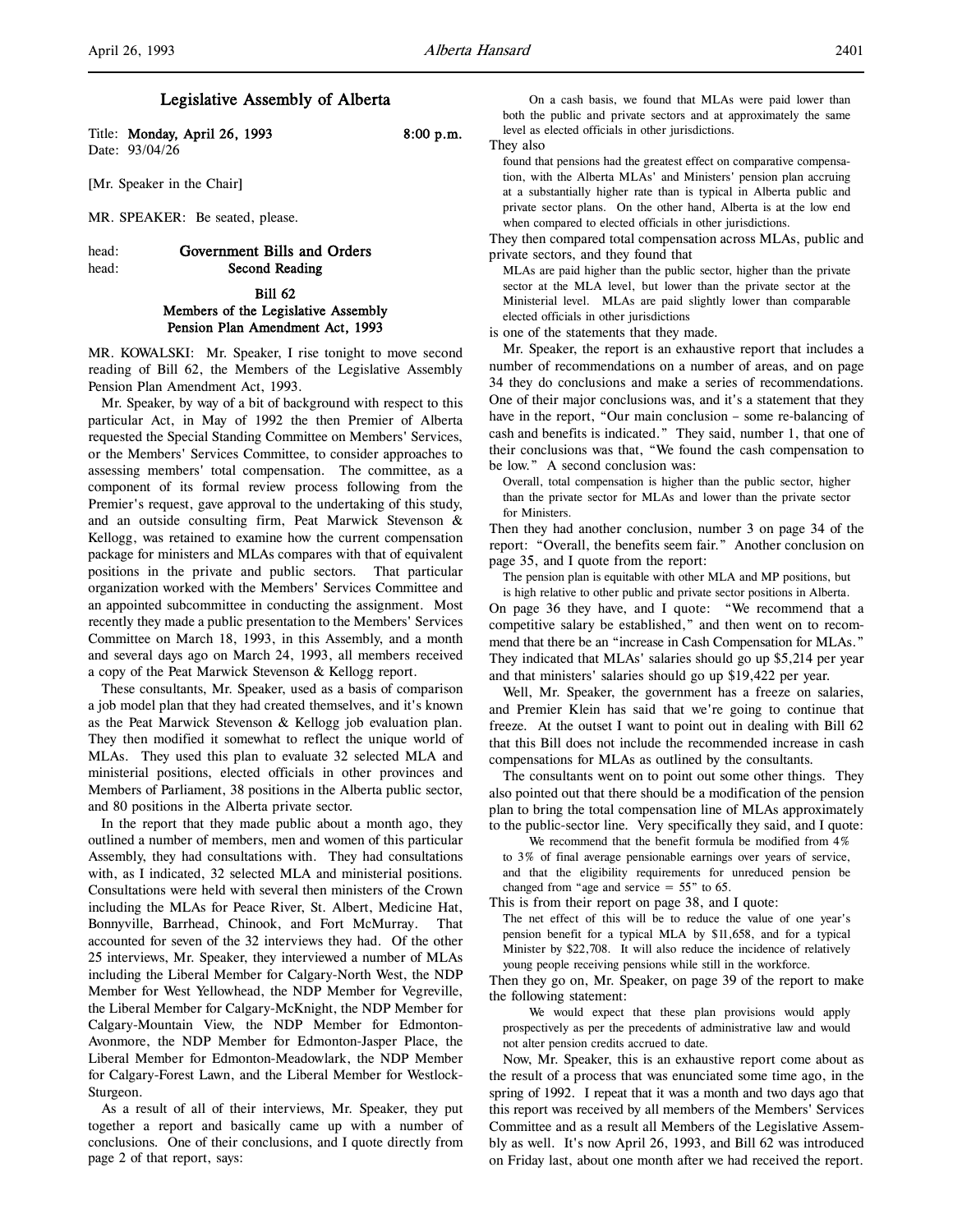# Legislative Assembly of Alberta

Title: **Monday, April 26, 1993** **8:00 p.m.**
Date: 93/04/26

[Mr. Speaker in the Chair]

MR. SPEAKER: Be seated, please.

head: **Government Bills and Orders**
head: **Second Reading**

## Bill 62
## Members of the Legislative Assembly Pension Plan Amendment Act, 1993

MR. KOWALSKI: Mr. Speaker, I rise tonight to move second reading of Bill 62, the Members of the Legislative Assembly Pension Plan Amendment Act, 1993.

Mr. Speaker, by way of a bit of background with respect to this particular Act, in May of 1992 the then Premier of Alberta requested the Special Standing Committee on Members' Services, or the Members' Services Committee, to consider approaches to assessing members' total compensation. The committee, as a component of its formal review process following from the Premier's request, gave approval to the undertaking of this study, and an outside consulting firm, Peat Marwick Stevenson & Kellogg, was retained to examine how the current compensation package for ministers and MLAs compares with that of equivalent positions in the private and public sectors. That particular organization worked with the Members' Services Committee and an appointed subcommittee in conducting the assignment. Most recently they made a public presentation to the Members' Services Committee on March 18, 1993, in this Assembly, and a month and several days ago on March 24, 1993, all members received a copy of the Peat Marwick Stevenson & Kellogg report.

These consultants, Mr. Speaker, used as a basis of comparison a job model plan that they had created themselves, and it's known as the Peat Marwick Stevenson & Kellogg job evaluation plan. They then modified it somewhat to reflect the unique world of MLAs. They used this plan to evaluate 32 selected MLA and ministerial positions, elected officials in other provinces and Members of Parliament, 38 positions in the Alberta public sector, and 80 positions in the Alberta private sector.

In the report that they made public about a month ago, they outlined a number of members, men and women of this particular Assembly, they had consultations with. They had consultations with, as I indicated, 32 selected MLA and ministerial positions. Consultations were held with several then ministers of the Crown including the MLAs for Peace River, St. Albert, Medicine Hat, Bonnyville, Barrhead, Chinook, and Fort McMurray. That accounted for seven of the 32 interviews they had. Of the other 25 interviews, Mr. Speaker, they interviewed a number of MLAs including the Liberal Member for Calgary-North West, the NDP Member for West Yellowhead, the NDP Member for Vegreville, the Liberal Member for Calgary-McKnight, the NDP Member for Calgary-Mountain View, the NDP Member for Edmonton-Avonmore, the NDP Member for Edmonton-Jasper Place, the Liberal Member for Edmonton-Meadowlark, the NDP Member for Calgary-Forest Lawn, and the Liberal Member for Westlock-Sturgeon.

As a result of all of their interviews, Mr. Speaker, they put together a report and basically came up with a number of conclusions. One of their conclusions, and I quote directly from page 2 of that report, says:

> On a cash basis, we found that MLAs were paid lower than both the public and private sectors and at approximately the same level as elected officials in other jurisdictions.

They also

> found that pensions had the greatest effect on comparative compensation, with the Alberta MLAs' and Ministers' pension plan accruing at a substantially higher rate than is typical in Alberta public and private sector plans. On the other hand, Alberta is at the low end when compared to elected officials in other jurisdictions.

They then compared total compensation across MLAs, public and private sectors, and they found that

> MLAs are paid higher than the public sector, higher than the private sector at the MLA level, but lower than the private sector at the Ministerial level. MLAs are paid slightly lower than comparable elected officials in other jurisdictions

is one of the statements that they made.

Mr. Speaker, the report is an exhaustive report that includes a number of recommendations on a number of areas, and on page 34 they do conclusions and make a series of recommendations. One of their major conclusions was, and it's a statement that they have in the report, "Our main conclusion – some re-balancing of cash and benefits is indicated." They said, number 1, that one of their conclusions was that, "We found the cash compensation to be low." A second conclusion was:

> Overall, total compensation is higher than the public sector, higher than the private sector for MLAs and lower than the private sector for Ministers.

Then they had another conclusion, number 3 on page 34 of the report: "Overall, the benefits seem fair." Another conclusion on page 35, and I quote from the report:

> The pension plan is equitable with other MLA and MP positions, but is high relative to other public and private sector positions in Alberta.

On page 36 they have, and I quote: "We recommend that a competitive salary be established," and then went on to recommend that there be an "increase in Cash Compensation for MLAs." They indicated that MLAs' salaries should go up $5,214 per year and that ministers' salaries should go up $19,422 per year.

Well, Mr. Speaker, the government has a freeze on salaries, and Premier Klein has said that we're going to continue that freeze. At the outset I want to point out in dealing with Bill 62 that this Bill does not include the recommended increase in cash compensations for MLAs as outlined by the consultants.

The consultants went on to point out some other things. They also pointed out that there should be a modification of the pension plan to bring the total compensation line of MLAs approximately to the public-sector line. Very specifically they said, and I quote:

> We recommend that the benefit formula be modified from 4% to 3% of final average pensionable earnings over years of service, and that the eligibility requirements for unreduced pension be changed from "age and service = 55" to 65.

This is from their report on page 38, and I quote:

> The net effect of this will be to reduce the value of one year's pension benefit for a typical MLA by $11,658, and for a typical Minister by $22,708. It will also reduce the incidence of relatively young people receiving pensions while still in the workforce.

Then they go on, Mr. Speaker, on page 39 of the report to make the following statement:

> We would expect that these plan provisions would apply prospectively as per the precedents of administrative law and would not alter pension credits accrued to date.

Now, Mr. Speaker, this is an exhaustive report come about as the result of a process that was enunciated some time ago, in the spring of 1992. I repeat that it was a month and two days ago that this report was received by all members of the Members' Services Committee and as a result all Members of the Legislative Assembly as well. It's now April 26, 1993, and Bill 62 was introduced on Friday last, about one month after we had received the report.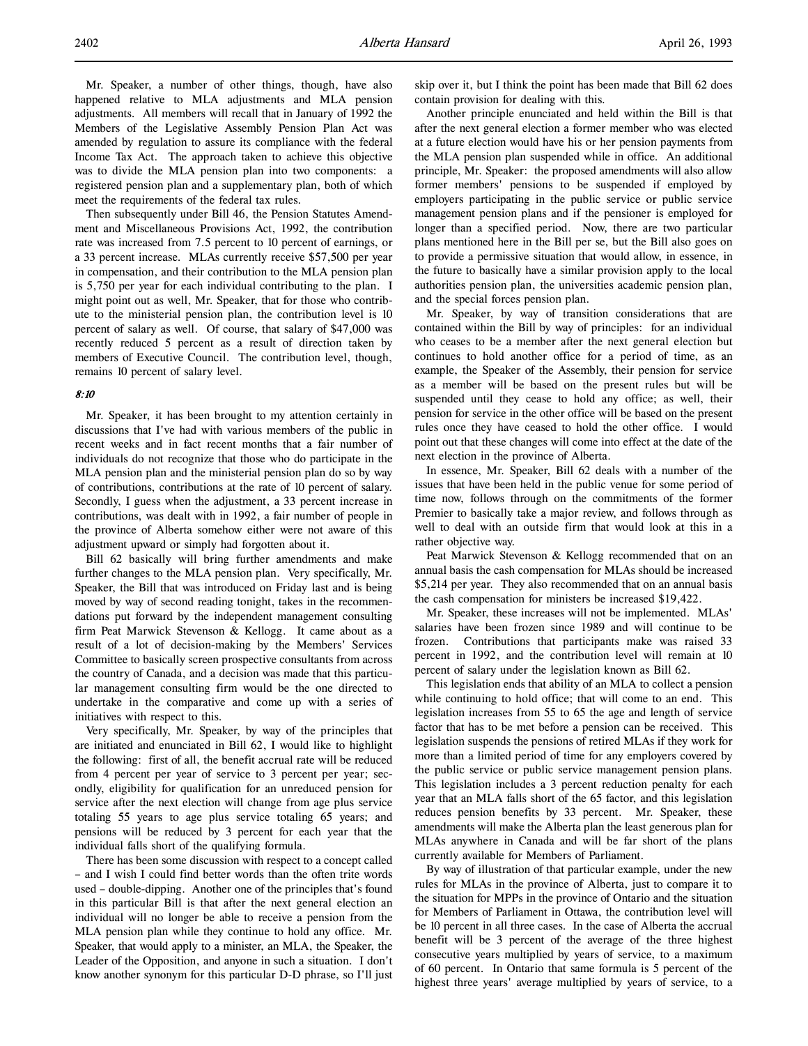Mr. Speaker, a number of other things, though, have also happened relative to MLA adjustments and MLA pension adjustments. All members will recall that in January of 1992 the Members of the Legislative Assembly Pension Plan Act was amended by regulation to assure its compliance with the federal Income Tax Act. The approach taken to achieve this objective was to divide the MLA pension plan into two components: a registered pension plan and a supplementary plan, both of which meet the requirements of the federal tax rules.

Then subsequently under Bill 46, the Pension Statutes Amendment and Miscellaneous Provisions Act, 1992, the contribution rate was increased from 7.5 percent to 10 percent of earnings, or a 33 percent increase. MLAs currently receive $57,500 per year in compensation, and their contribution to the MLA pension plan is 5,750 per year for each individual contributing to the plan. I might point out as well, Mr. Speaker, that for those who contribute to the ministerial pension plan, the contribution level is 10 percent of salary as well. Of course, that salary of $47,000 was recently reduced 5 percent as a result of direction taken by members of Executive Council. The contribution level, though, remains 10 percent of salary level.

*8:10*

Mr. Speaker, it has been brought to my attention certainly in discussions that I've had with various members of the public in recent weeks and in fact recent months that a fair number of individuals do not recognize that those who do participate in the MLA pension plan and the ministerial pension plan do so by way of contributions, contributions at the rate of 10 percent of salary. Secondly, I guess when the adjustment, a 33 percent increase in contributions, was dealt with in 1992, a fair number of people in the province of Alberta somehow either were not aware of this adjustment upward or simply had forgotten about it.

Bill 62 basically will bring further amendments and make further changes to the MLA pension plan. Very specifically, Mr. Speaker, the Bill that was introduced on Friday last and is being moved by way of second reading tonight, takes in the recommendations put forward by the independent management consulting firm Peat Marwick Stevenson & Kellogg. It came about as a result of a lot of decision-making by the Members' Services Committee to basically screen prospective consultants from across the country of Canada, and a decision was made that this particular management consulting firm would be the one directed to undertake in the comparative and come up with a series of initiatives with respect to this.

Very specifically, Mr. Speaker, by way of the principles that are initiated and enunciated in Bill 62, I would like to highlight the following: first of all, the benefit accrual rate will be reduced from 4 percent per year of service to 3 percent per year; secondly, eligibility for qualification for an unreduced pension for service after the next election will change from age plus service totaling 55 years to age plus service totaling 65 years; and pensions will be reduced by 3 percent for each year that the individual falls short of the qualifying formula.

There has been some discussion with respect to a concept called – and I wish I could find better words than the often trite words used – double-dipping. Another one of the principles that's found in this particular Bill is that after the next general election an individual will no longer be able to receive a pension from the MLA pension plan while they continue to hold any office. Mr. Speaker, that would apply to a minister, an MLA, the Speaker, the Leader of the Opposition, and anyone in such a situation. I don't know another synonym for this particular D-D phrase, so I'll just skip over it, but I think the point has been made that Bill 62 does contain provision for dealing with this.

Another principle enunciated and held within the Bill is that after the next general election a former member who was elected at a future election would have his or her pension payments from the MLA pension plan suspended while in office. An additional principle, Mr. Speaker: the proposed amendments will also allow former members' pensions to be suspended if employed by employers participating in the public service or public service management pension plans and if the pensioner is employed for longer than a specified period. Now, there are two particular plans mentioned here in the Bill per se, but the Bill also goes on to provide a permissive situation that would allow, in essence, in the future to basically have a similar provision apply to the local authorities pension plan, the universities academic pension plan, and the special forces pension plan.

Mr. Speaker, by way of transition considerations that are contained within the Bill by way of principles: for an individual who ceases to be a member after the next general election but continues to hold another office for a period of time, as an example, the Speaker of the Assembly, their pension for service as a member will be based on the present rules but will be suspended until they cease to hold any office; as well, their pension for service in the other office will be based on the present rules once they have ceased to hold the other office. I would point out that these changes will come into effect at the date of the next election in the province of Alberta.

In essence, Mr. Speaker, Bill 62 deals with a number of the issues that have been held in the public venue for some period of time now, follows through on the commitments of the former Premier to basically take a major review, and follows through as well to deal with an outside firm that would look at this in a rather objective way.

Peat Marwick Stevenson & Kellogg recommended that on an annual basis the cash compensation for MLAs should be increased $5,214 per year. They also recommended that on an annual basis the cash compensation for ministers be increased $19,422.

Mr. Speaker, these increases will not be implemented. MLAs' salaries have been frozen since 1989 and will continue to be frozen. Contributions that participants make was raised 33 percent in 1992, and the contribution level will remain at 10 percent of salary under the legislation known as Bill 62.

This legislation ends that ability of an MLA to collect a pension while continuing to hold office; that will come to an end. This legislation increases from 55 to 65 the age and length of service factor that has to be met before a pension can be received. This legislation suspends the pensions of retired MLAs if they work for more than a limited period of time for any employers covered by the public service or public service management pension plans. This legislation includes a 3 percent reduction penalty for each year that an MLA falls short of the 65 factor, and this legislation reduces pension benefits by 33 percent. Mr. Speaker, these amendments will make the Alberta plan the least generous plan for MLAs anywhere in Canada and will be far short of the plans currently available for Members of Parliament.

By way of illustration of that particular example, under the new rules for MLAs in the province of Alberta, just to compare it to the situation for MPPs in the province of Ontario and the situation for Members of Parliament in Ottawa, the contribution level will be 10 percent in all three cases. In the case of Alberta the accrual benefit will be 3 percent of the average of the three highest consecutive years multiplied by years of service, to a maximum of 60 percent. In Ontario that same formula is 5 percent of the highest three years' average multiplied by years of service, to a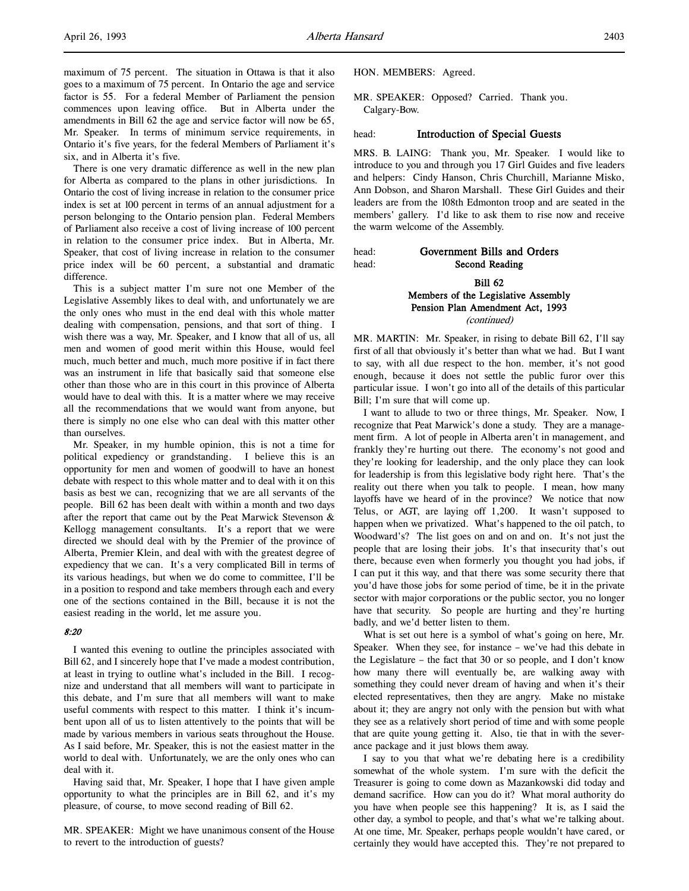maximum of 75 percent. The situation in Ottawa is that it also goes to a maximum of 75 percent. In Ontario the age and service factor is 55. For a federal Member of Parliament the pension commences upon leaving office. But in Alberta under the amendments in Bill 62 the age and service factor will now be 65, Mr. Speaker. In terms of minimum service requirements, in Ontario it's five years, for the federal Members of Parliament it's six, and in Alberta it's five.

There is one very dramatic difference as well in the new plan for Alberta as compared to the plans in other jurisdictions. In Ontario the cost of living increase in relation to the consumer price index is set at 100 percent in terms of an annual adjustment for a person belonging to the Ontario pension plan. Federal Members of Parliament also receive a cost of living increase of 100 percent in relation to the consumer price index. But in Alberta, Mr. Speaker, that cost of living increase in relation to the consumer price index will be 60 percent, a substantial and dramatic difference.

This is a subject matter I'm sure not one Member of the Legislative Assembly likes to deal with, and unfortunately we are the only ones who must in the end deal with this whole matter dealing with compensation, pensions, and that sort of thing. I wish there was a way, Mr. Speaker, and I know that all of us, all men and women of good merit within this House, would feel much, much better and much, much more positive if in fact there was an instrument in life that basically said that someone else other than those who are in this court in this province of Alberta would have to deal with this. It is a matter where we may receive all the recommendations that we would want from anyone, but there is simply no one else who can deal with this matter other than ourselves.

Mr. Speaker, in my humble opinion, this is not a time for political expediency or grandstanding. I believe this is an opportunity for men and women of goodwill to have an honest debate with respect to this whole matter and to deal with it on this basis as best we can, recognizing that we are all servants of the people. Bill 62 has been dealt with within a month and two days after the report that came out by the Peat Marwick Stevenson & Kellogg management consultants. It's a report that we were directed we should deal with by the Premier of the province of Alberta, Premier Klein, and deal with with the greatest degree of expediency that we can. It's a very complicated Bill in terms of its various headings, but when we do come to committee, I'll be in a position to respond and take members through each and every one of the sections contained in the Bill, because it is not the easiest reading in the world, let me assure you.

*8:20*

I wanted this evening to outline the principles associated with Bill 62, and I sincerely hope that I've made a modest contribution, at least in trying to outline what's included in the Bill. I recognize and understand that all members will want to participate in this debate, and I'm sure that all members will want to make useful comments with respect to this matter. I think it's incumbent upon all of us to listen attentively to the points that will be made by various members in various seats throughout the House. As I said before, Mr. Speaker, this is not the easiest matter in the world to deal with. Unfortunately, we are the only ones who can deal with it.

Having said that, Mr. Speaker, I hope that I have given ample opportunity to what the principles are in Bill 62, and it's my pleasure, of course, to move second reading of Bill 62.

MR. SPEAKER: Might we have unanimous consent of the House to revert to the introduction of guests?

HON. MEMBERS: Agreed.

MR. SPEAKER: Opposed? Carried. Thank you. Calgary-Bow.

head: **Introduction of Special Guests**

MRS. B. LAING: Thank you, Mr. Speaker. I would like to introduce to you and through you 17 Girl Guides and five leaders and helpers: Cindy Hanson, Chris Churchill, Marianne Misko, Ann Dobson, and Sharon Marshall. These Girl Guides and their leaders are from the 108th Edmonton troop and are seated in the members' gallery. I'd like to ask them to rise now and receive the warm welcome of the Assembly.

head: **Government Bills and Orders**
head: **Second Reading**

**Bill 62**
**Members of the Legislative Assembly Pension Plan Amendment Act, 1993**
*(continued)*

MR. MARTIN: Mr. Speaker, in rising to debate Bill 62, I'll say first of all that obviously it's better than what we had. But I want to say, with all due respect to the hon. member, it's not good enough, because it does not settle the public furor over this particular issue. I won't go into all of the details of this particular Bill; I'm sure that will come up.

I want to allude to two or three things, Mr. Speaker. Now, I recognize that Peat Marwick's done a study. They are a management firm. A lot of people in Alberta aren't in management, and frankly they're hurting out there. The economy's not good and they're looking for leadership, and the only place they can look for leadership is from this legislative body right here. That's the reality out there when you talk to people. I mean, how many layoffs have we heard of in the province? We notice that now Telus, or AGT, are laying off 1,200. It wasn't supposed to happen when we privatized. What's happened to the oil patch, to Woodward's? The list goes on and on and on. It's not just the people that are losing their jobs. It's that insecurity that's out there, because even when formerly you thought you had jobs, if I can put it this way, and that there was some security there that you'd have those jobs for some period of time, be it in the private sector with major corporations or the public sector, you no longer have that security. So people are hurting and they're hurting badly, and we'd better listen to them.

What is set out here is a symbol of what's going on here, Mr. Speaker. When they see, for instance – we've had this debate in the Legislature – the fact that 30 or so people, and I don't know how many there will eventually be, are walking away with something they could never dream of having and when it's their elected representatives, then they are angry. Make no mistake about it; they are angry not only with the pension but with what they see as a relatively short period of time and with some people that are quite young getting it. Also, tie that in with the severance package and it just blows them away.

I say to you that what we're debating here is a credibility somewhat of the whole system. I'm sure with the deficit the Treasurer is going to come down as Mazankowski did today and demand sacrifice. How can you do it? What moral authority do you have when people see this happening? It is, as I said the other day, a symbol to people, and that's what we're talking about. At one time, Mr. Speaker, perhaps people wouldn't have cared, or certainly they would have accepted this. They're not prepared to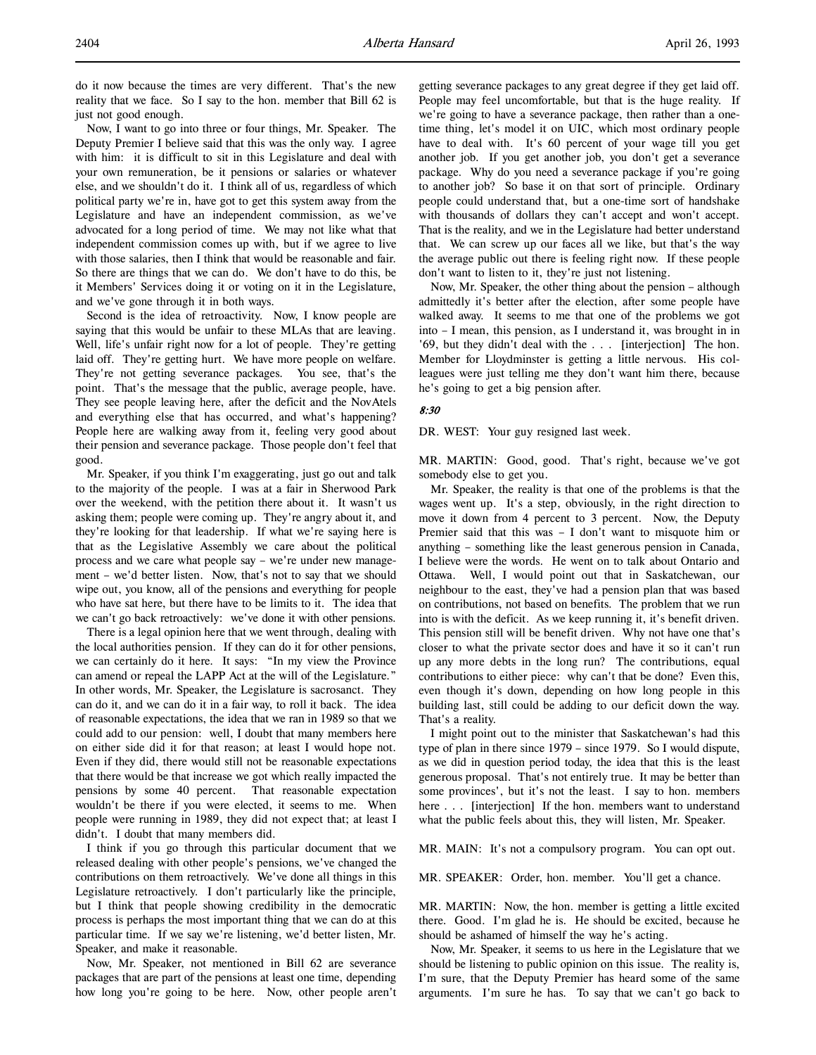do it now because the times are very different. That's the new reality that we face. So I say to the hon. member that Bill 62 is just not good enough.

Now, I want to go into three or four things, Mr. Speaker. The Deputy Premier I believe said that this was the only way. I agree with him: it is difficult to sit in this Legislature and deal with your own remuneration, be it pensions or salaries or whatever else, and we shouldn't do it. I think all of us, regardless of which political party we're in, have got to get this system away from the Legislature and have an independent commission, as we've advocated for a long period of time. We may not like what that independent commission comes up with, but if we agree to live with those salaries, then I think that would be reasonable and fair. So there are things that we can do. We don't have to do this, be it Members' Services doing it or voting on it in the Legislature, and we've gone through it in both ways.

Second is the idea of retroactivity. Now, I know people are saying that this would be unfair to these MLAs that are leaving. Well, life's unfair right now for a lot of people. They're getting laid off. They're getting hurt. We have more people on welfare. They're not getting severance packages. You see, that's the point. That's the message that the public, average people, have. They see people leaving here, after the deficit and the NovAtels and everything else that has occurred, and what's happening? People here are walking away from it, feeling very good about their pension and severance package. Those people don't feel that good.

Mr. Speaker, if you think I'm exaggerating, just go out and talk to the majority of the people. I was at a fair in Sherwood Park over the weekend, with the petition there about it. It wasn't us asking them; people were coming up. They're angry about it, and they're looking for that leadership. If what we're saying here is that as the Legislative Assembly we care about the political process and we care what people say – we're under new management – we'd better listen. Now, that's not to say that we should wipe out, you know, all of the pensions and everything for people who have sat here, but there have to be limits to it. The idea that we can't go back retroactively: we've done it with other pensions.

There is a legal opinion here that we went through, dealing with the local authorities pension. If they can do it for other pensions, we can certainly do it here. It says: "In my view the Province can amend or repeal the LAPP Act at the will of the Legislature." In other words, Mr. Speaker, the Legislature is sacrosanct. They can do it, and we can do it in a fair way, to roll it back. The idea of reasonable expectations, the idea that we ran in 1989 so that we could add to our pension: well, I doubt that many members here on either side did it for that reason; at least I would hope not. Even if they did, there would still not be reasonable expectations that there would be that increase we got which really impacted the pensions by some 40 percent. That reasonable expectation wouldn't be there if you were elected, it seems to me. When people were running in 1989, they did not expect that; at least I didn't. I doubt that many members did.

I think if you go through this particular document that we released dealing with other people's pensions, we've changed the contributions on them retroactively. We've done all things in this Legislature retroactively. I don't particularly like the principle, but I think that people showing credibility in the democratic process is perhaps the most important thing that we can do at this particular time. If we say we're listening, we'd better listen, Mr. Speaker, and make it reasonable.

Now, Mr. Speaker, not mentioned in Bill 62 are severance packages that are part of the pensions at least one time, depending how long you're going to be here. Now, other people aren't getting severance packages to any great degree if they get laid off. People may feel uncomfortable, but that is the huge reality. If we're going to have a severance package, then rather than a one-time thing, let's model it on UIC, which most ordinary people have to deal with. It's 60 percent of your wage till you get another job. If you get another job, you don't get a severance package. Why do you need a severance package if you're going to another job? So base it on that sort of principle. Ordinary people could understand that, but a one-time sort of handshake with thousands of dollars they can't accept and won't accept. That is the reality, and we in the Legislature had better understand that. We can screw up our faces all we like, but that's the way the average public out there is feeling right now. If these people don't want to listen to it, they're just not listening.

Now, Mr. Speaker, the other thing about the pension – although admittedly it's better after the election, after some people have walked away. It seems to me that one of the problems we got into – I mean, this pension, as I understand it, was brought in in '69, but they didn't deal with the . . . [interjection] The hon. Member for Lloydminster is getting a little nervous. His colleagues were just telling me they don't want him there, because he's going to get a big pension after.

*8:30*

DR. WEST: Your guy resigned last week.

MR. MARTIN: Good, good. That's right, because we've got somebody else to get you.

Mr. Speaker, the reality is that one of the problems is that the wages went up. It's a step, obviously, in the right direction to move it down from 4 percent to 3 percent. Now, the Deputy Premier said that this was – I don't want to misquote him or anything – something like the least generous pension in Canada, I believe were the words. He went on to talk about Ontario and Ottawa. Well, I would point out that in Saskatchewan, our neighbour to the east, they've had a pension plan that was based on contributions, not based on benefits. The problem that we run into is with the deficit. As we keep running it, it's benefit driven. This pension still will be benefit driven. Why not have one that's closer to what the private sector does and have it so it can't run up any more debts in the long run? The contributions, equal contributions to either piece: why can't that be done? Even this, even though it's down, depending on how long people in this building last, still could be adding to our deficit down the way. That's a reality.

I might point out to the minister that Saskatchewan's had this type of plan in there since 1979 – since 1979. So I would dispute, as we did in question period today, the idea that this is the least generous proposal. That's not entirely true. It may be better than some provinces', but it's not the least. I say to hon. members here . . . [interjection] If the hon. members want to understand what the public feels about this, they will listen, Mr. Speaker.

MR. MAIN: It's not a compulsory program. You can opt out.

MR. SPEAKER: Order, hon. member. You'll get a chance.

MR. MARTIN: Now, the hon. member is getting a little excited there. Good. I'm glad he is. He should be excited, because he should be ashamed of himself the way he's acting.

Now, Mr. Speaker, it seems to us here in the Legislature that we should be listening to public opinion on this issue. The reality is, I'm sure, that the Deputy Premier has heard some of the same arguments. I'm sure he has. To say that we can't go back to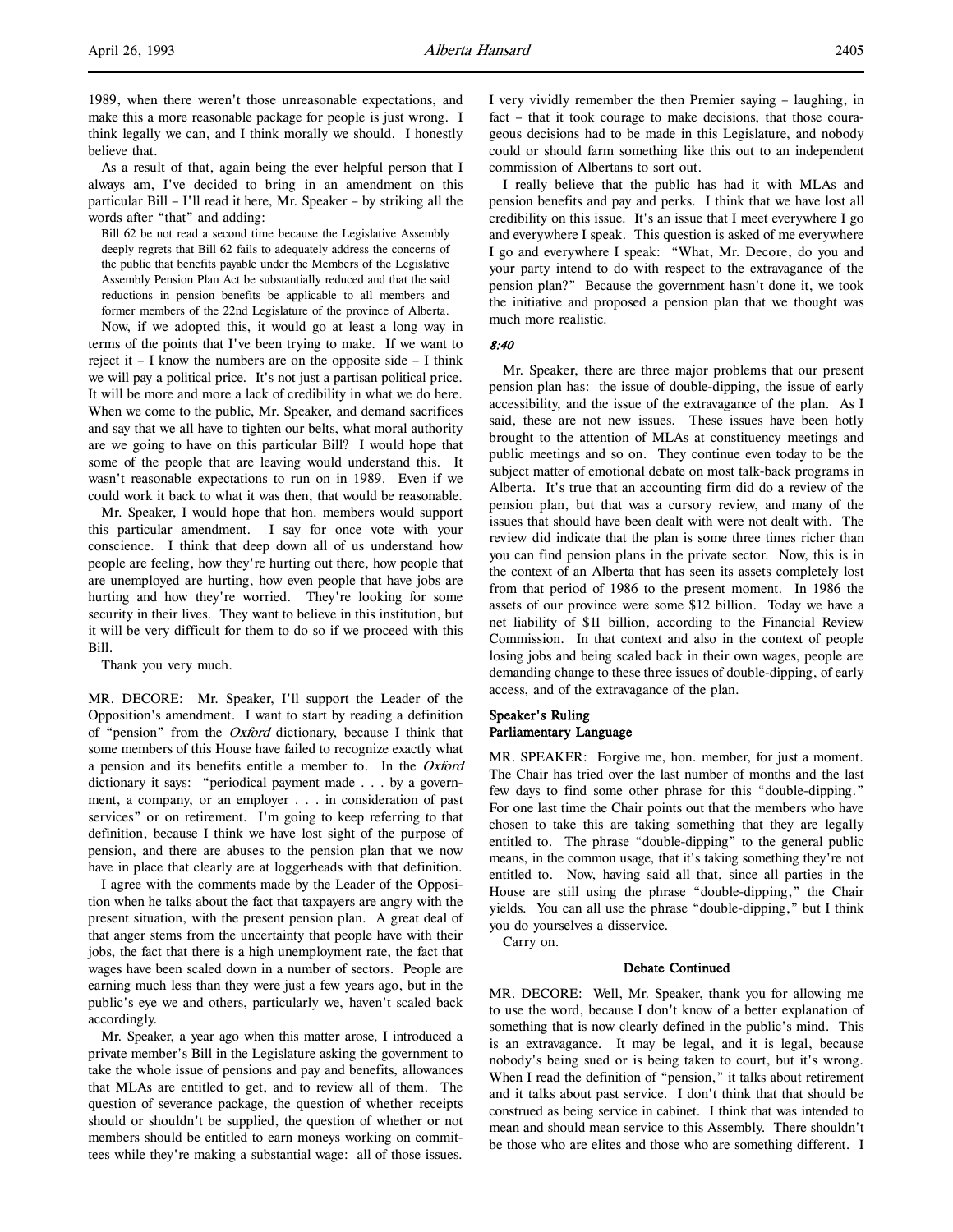1989, when there weren't those unreasonable expectations, and make this a more reasonable package for people is just wrong. I think legally we can, and I think morally we should. I honestly believe that.

As a result of that, again being the ever helpful person that I always am, I've decided to bring in an amendment on this particular Bill – I'll read it here, Mr. Speaker – by striking all the words after "that" and adding:

> Bill 62 be not read a second time because the Legislative Assembly deeply regrets that Bill 62 fails to adequately address the concerns of the public that benefits payable under the Members of the Legislative Assembly Pension Plan Act be substantially reduced and that the said reductions in pension benefits be applicable to all members and former members of the 22nd Legislature of the province of Alberta.

Now, if we adopted this, it would go at least a long way in terms of the points that I've been trying to make. If we want to reject it – I know the numbers are on the opposite side – I think we will pay a political price. It's not just a partisan political price. It will be more and more a lack of credibility in what we do here. When we come to the public, Mr. Speaker, and demand sacrifices and say that we all have to tighten our belts, what moral authority are we going to have on this particular Bill? I would hope that some of the people that are leaving would understand this. It wasn't reasonable expectations to run on in 1989. Even if we could work it back to what it was then, that would be reasonable.

Mr. Speaker, I would hope that hon. members would support this particular amendment. I say for once vote with your conscience. I think that deep down all of us understand how people are feeling, how they're hurting out there, how people that are unemployed are hurting, how even people that have jobs are hurting and how they're worried. They're looking for some security in their lives. They want to believe in this institution, but it will be very difficult for them to do so if we proceed with this Bill.

Thank you very much.

MR. DECORE: Mr. Speaker, I'll support the Leader of the Opposition's amendment. I want to start by reading a definition of "pension" from the *Oxford* dictionary, because I think that some members of this House have failed to recognize exactly what a pension and its benefits entitle a member to. In the *Oxford* dictionary it says: "periodical payment made . . . by a government, a company, or an employer . . . in consideration of past services" or on retirement. I'm going to keep referring to that definition, because I think we have lost sight of the purpose of pension, and there are abuses to the pension plan that we now have in place that clearly are at loggerheads with that definition.

I agree with the comments made by the Leader of the Opposition when he talks about the fact that taxpayers are angry with the present situation, with the present pension plan. A great deal of that anger stems from the uncertainty that people have with their jobs, the fact that there is a high unemployment rate, the fact that wages have been scaled down in a number of sectors. People are earning much less than they were just a few years ago, but in the public's eye we and others, particularly we, haven't scaled back accordingly.

Mr. Speaker, a year ago when this matter arose, I introduced a private member's Bill in the Legislature asking the government to take the whole issue of pensions and pay and benefits, allowances that MLAs are entitled to get, and to review all of them. The question of severance package, the question of whether receipts should or shouldn't be supplied, the question of whether or not members should be entitled to earn moneys working on committees while they're making a substantial wage: all of those issues. I very vividly remember the then Premier saying – laughing, in fact – that it took courage to make decisions, that those courageous decisions had to be made in this Legislature, and nobody could or should farm something like this out to an independent commission of Albertans to sort out.

I really believe that the public has had it with MLAs and pension benefits and pay and perks. I think that we have lost all credibility on this issue. It's an issue that I meet everywhere I go and everywhere I speak. This question is asked of me everywhere I go and everywhere I speak: "What, Mr. Decore, do you and your party intend to do with respect to the extravagance of the pension plan?" Because the government hasn't done it, we took the initiative and proposed a pension plan that we thought was much more realistic.

*8:40*

Mr. Speaker, there are three major problems that our present pension plan has: the issue of double-dipping, the issue of early accessibility, and the issue of the extravagance of the plan. As I said, these are not new issues. These issues have been hotly brought to the attention of MLAs at constituency meetings and public meetings and so on. They continue even today to be the subject matter of emotional debate on most talk-back programs in Alberta. It's true that an accounting firm did do a review of the pension plan, but that was a cursory review, and many of the issues that should have been dealt with were not dealt with. The review did indicate that the plan is some three times richer than you can find pension plans in the private sector. Now, this is in the context of an Alberta that has seen its assets completely lost from that period of 1986 to the present moment. In 1986 the assets of our province were some $12 billion. Today we have a net liability of $11 billion, according to the Financial Review Commission. In that context and also in the context of people losing jobs and being scaled back in their own wages, people are demanding change to these three issues of double-dipping, of early access, and of the extravagance of the plan.

## Speaker's Ruling
## Parliamentary Language

MR. SPEAKER: Forgive me, hon. member, for just a moment. The Chair has tried over the last number of months and the last few days to find some other phrase for this "double-dipping." For one last time the Chair points out that the members who have chosen to take this are taking something that they are legally entitled to. The phrase "double-dipping" to the general public means, in the common usage, that it's taking something they're not entitled to. Now, having said all that, since all parties in the House are still using the phrase "double-dipping," the Chair yields. You can all use the phrase "double-dipping," but I think you do yourselves a disservice.

Carry on.

### Debate Continued

MR. DECORE: Well, Mr. Speaker, thank you for allowing me to use the word, because I don't know of a better explanation of something that is now clearly defined in the public's mind. This is an extravagance. It may be legal, and it is legal, because nobody's being sued or is being taken to court, but it's wrong. When I read the definition of "pension," it talks about retirement and it talks about past service. I don't think that that should be construed as being service in cabinet. I think that was intended to mean and should mean service to this Assembly. There shouldn't be those who are elites and those who are something different. I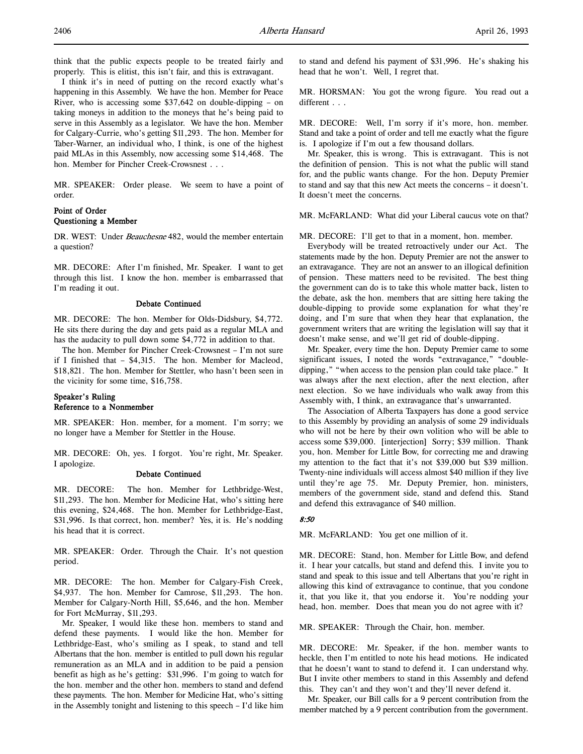think that the public expects people to be treated fairly and properly. This is elitist, this isn't fair, and this is extravagant.

I think it's in need of putting on the record exactly what's happening in this Assembly. We have the hon. Member for Peace River, who is accessing some $37,642 on double-dipping – on taking moneys in addition to the moneys that he's being paid to serve in this Assembly as a legislator. We have the hon. Member for Calgary-Currie, who's getting $11,293. The hon. Member for Taber-Warner, an individual who, I think, is one of the highest paid MLAs in this Assembly, now accessing some $14,468. The hon. Member for Pincher Creek-Crowsnest . . .

MR. SPEAKER: Order please. We seem to have a point of order.

### Point of Order
### Questioning a Member

DR. WEST: Under *Beauchesne* 482, would the member entertain a question?

MR. DECORE: After I'm finished, Mr. Speaker. I want to get through this list. I know the hon. member is embarrassed that I'm reading it out.

#### Debate Continued

MR. DECORE: The hon. Member for Olds-Didsbury, $4,772. He sits there during the day and gets paid as a regular MLA and has the audacity to pull down some $4,772 in addition to that.

The hon. Member for Pincher Creek-Crowsnest – I'm not sure if I finished that – $4,315. The hon. Member for Macleod, $18,821. The hon. Member for Stettler, who hasn't been seen in the vicinity for some time, $16,758.

### Speaker's Ruling
### Reference to a Nonmember

MR. SPEAKER: Hon. member, for a moment. I'm sorry; we no longer have a Member for Stettler in the House.

MR. DECORE: Oh, yes. I forgot. You're right, Mr. Speaker. I apologize.

#### Debate Continued

MR. DECORE: The hon. Member for Lethbridge-West, $11,293. The hon. Member for Medicine Hat, who's sitting here this evening, $24,468. The hon. Member for Lethbridge-East, $31,996. Is that correct, hon. member? Yes, it is. He's nodding his head that it is correct.

MR. SPEAKER: Order. Through the Chair. It's not question period.

MR. DECORE: The hon. Member for Calgary-Fish Creek, $4,937. The hon. Member for Camrose, $11,293. The hon. Member for Calgary-North Hill, $5,646, and the hon. Member for Fort McMurray, $11,293.

Mr. Speaker, I would like these hon. members to stand and defend these payments. I would like the hon. Member for Lethbridge-East, who's smiling as I speak, to stand and tell Albertans that the hon. member is entitled to pull down his regular remuneration as an MLA and in addition to be paid a pension benefit as high as he's getting: $31,996. I'm going to watch for the hon. member and the other hon. members to stand and defend these payments. The hon. Member for Medicine Hat, who's sitting in the Assembly tonight and listening to this speech – I'd like him to stand and defend his payment of $31,996. He's shaking his head that he won't. Well, I regret that.

MR. HORSMAN: You got the wrong figure. You read out a different . . .

MR. DECORE: Well, I'm sorry if it's more, hon. member. Stand and take a point of order and tell me exactly what the figure is. I apologize if I'm out a few thousand dollars.

Mr. Speaker, this is wrong. This is extravagant. This is not the definition of pension. This is not what the public will stand for, and the public wants change. For the hon. Deputy Premier to stand and say that this new Act meets the concerns – it doesn't. It doesn't meet the concerns.

MR. McFARLAND: What did your Liberal caucus vote on that?

MR. DECORE: I'll get to that in a moment, hon. member.

Everybody will be treated retroactively under our Act. The statements made by the hon. Deputy Premier are not the answer to an extravagance. They are not an answer to an illogical definition of pension. These matters need to be revisited. The best thing the government can do is to take this whole matter back, listen to the debate, ask the hon. members that are sitting here taking the double-dipping to provide some explanation for what they're doing, and I'm sure that when they hear that explanation, the government writers that are writing the legislation will say that it doesn't make sense, and we'll get rid of double-dipping.

Mr. Speaker, every time the hon. Deputy Premier came to some significant issues, I noted the words "extravagance," "double-dipping," "when access to the pension plan could take place." It was always after the next election, after the next election, after next election. So we have individuals who walk away from this Assembly with, I think, an extravagance that's unwarranted.

The Association of Alberta Taxpayers has done a good service to this Assembly by providing an analysis of some 29 individuals who will not be here by their own volition who will be able to access some $39,000. [interjection] Sorry; $39 million. Thank you, hon. Member for Little Bow, for correcting me and drawing my attention to the fact that it's not $39,000 but $39 million. Twenty-nine individuals will access almost $40 million if they live until they're age 75. Mr. Deputy Premier, hon. ministers, members of the government side, stand and defend this. Stand and defend this extravagance of $40 million.

*8:50*

MR. McFARLAND: You get one million of it.

MR. DECORE: Stand, hon. Member for Little Bow, and defend it. I hear your catcalls, but stand and defend this. I invite you to stand and speak to this issue and tell Albertans that you're right in allowing this kind of extravagance to continue, that you condone it, that you like it, that you endorse it. You're nodding your head, hon. member. Does that mean you do not agree with it?

MR. SPEAKER: Through the Chair, hon. member.

MR. DECORE: Mr. Speaker, if the hon. member wants to heckle, then I'm entitled to note his head motions. He indicated that he doesn't want to stand to defend it. I can understand why. But I invite other members to stand in this Assembly and defend this. They can't and they won't and they'll never defend it.

Mr. Speaker, our Bill calls for a 9 percent contribution from the member matched by a 9 percent contribution from the government.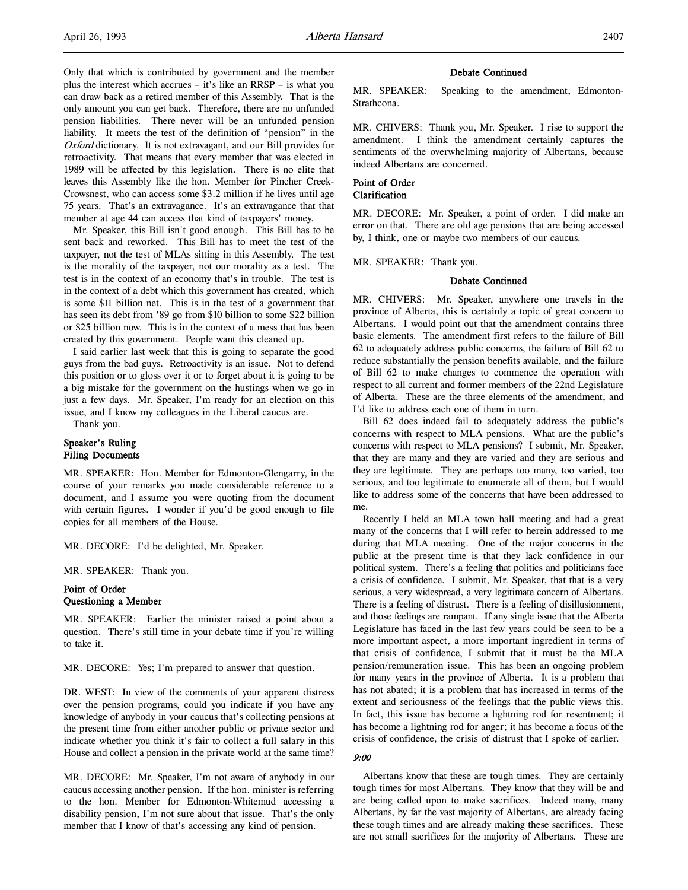Only that which is contributed by government and the member plus the interest which accrues – it's like an RRSP – is what you can draw back as a retired member of this Assembly. That is the only amount you can get back. Therefore, there are no unfunded pension liabilities. There never will be an unfunded pension liability. It meets the test of the definition of "pension" in the *Oxford* dictionary. It is not extravagant, and our Bill provides for retroactivity. That means that every member that was elected in 1989 will be affected by this legislation. There is no elite that leaves this Assembly like the hon. Member for Pincher Creek-Crowsnest, who can access some $3.2 million if he lives until age 75 years. That's an extravagance. It's an extravagance that that member at age 44 can access that kind of taxpayers' money.

Mr. Speaker, this Bill isn't good enough. This Bill has to be sent back and reworked. This Bill has to meet the test of the taxpayer, not the test of MLAs sitting in this Assembly. The test is the morality of the taxpayer, not our morality as a test. The test is in the context of an economy that's in trouble. The test is in the context of a debt which this government has created, which is some $11 billion net. This is in the test of a government that has seen its debt from '89 go from $10 billion to some $22 billion or $25 billion now. This is in the context of a mess that has been created by this government. People want this cleaned up.

I said earlier last week that this is going to separate the good guys from the bad guys. Retroactivity is an issue. Not to defend this position or to gloss over it or to forget about it is going to be a big mistake for the government on the hustings when we go in just a few days. Mr. Speaker, I'm ready for an election on this issue, and I know my colleagues in the Liberal caucus are.

Thank you.

**Speaker's Ruling**
**Filing Documents**

MR. SPEAKER: Hon. Member for Edmonton-Glengarry, in the course of your remarks you made considerable reference to a document, and I assume you were quoting from the document with certain figures. I wonder if you'd be good enough to file copies for all members of the House.

MR. DECORE: I'd be delighted, Mr. Speaker.

MR. SPEAKER: Thank you.

**Point of Order**
**Questioning a Member**

MR. SPEAKER: Earlier the minister raised a point about a question. There's still time in your debate time if you're willing to take it.

MR. DECORE: Yes; I'm prepared to answer that question.

DR. WEST: In view of the comments of your apparent distress over the pension programs, could you indicate if you have any knowledge of anybody in your caucus that's collecting pensions at the present time from either another public or private sector and indicate whether you think it's fair to collect a full salary in this House and collect a pension in the private world at the same time?

MR. DECORE: Mr. Speaker, I'm not aware of anybody in our caucus accessing another pension. If the hon. minister is referring to the hon. Member for Edmonton-Whitemud accessing a disability pension, I'm not sure about that issue. That's the only member that I know of that's accessing any kind of pension.

**Debate Continued**

MR. SPEAKER: Speaking to the amendment, Edmonton-Strathcona.

MR. CHIVERS: Thank you, Mr. Speaker. I rise to support the amendment. I think the amendment certainly captures the sentiments of the overwhelming majority of Albertans, because indeed Albertans are concerned.

**Point of Order**
**Clarification**

MR. DECORE: Mr. Speaker, a point of order. I did make an error on that. There are old age pensions that are being accessed by, I think, one or maybe two members of our caucus.

MR. SPEAKER: Thank you.

**Debate Continued**

MR. CHIVERS: Mr. Speaker, anywhere one travels in the province of Alberta, this is certainly a topic of great concern to Albertans. I would point out that the amendment contains three basic elements. The amendment first refers to the failure of Bill 62 to adequately address public concerns, the failure of Bill 62 to reduce substantially the pension benefits available, and the failure of Bill 62 to make changes to commence the operation with respect to all current and former members of the 22nd Legislature of Alberta. These are the three elements of the amendment, and I'd like to address each one of them in turn.

Bill 62 does indeed fail to adequately address the public's concerns with respect to MLA pensions. What are the public's concerns with respect to MLA pensions? I submit, Mr. Speaker, that they are many and they are varied and they are serious and they are legitimate. They are perhaps too many, too varied, too serious, and too legitimate to enumerate all of them, but I would like to address some of the concerns that have been addressed to me.

Recently I held an MLA town hall meeting and had a great many of the concerns that I will refer to herein addressed to me during that MLA meeting. One of the major concerns in the public at the present time is that they lack confidence in our political system. There's a feeling that politics and politicians face a crisis of confidence. I submit, Mr. Speaker, that that is a very serious, a very widespread, a very legitimate concern of Albertans. There is a feeling of distrust. There is a feeling of disillusionment, and those feelings are rampant. If any single issue that the Alberta Legislature has faced in the last few years could be seen to be a more important aspect, a more important ingredient in terms of that crisis of confidence, I submit that it must be the MLA pension/remuneration issue. This has been an ongoing problem for many years in the province of Alberta. It is a problem that has not abated; it is a problem that has increased in terms of the extent and seriousness of the feelings that the public views this. In fact, this issue has become a lightning rod for resentment; it has become a lightning rod for anger; it has become a focus of the crisis of confidence, the crisis of distrust that I spoke of earlier.

*9:00*

Albertans know that these are tough times. They are certainly tough times for most Albertans. They know that they will be and are being called upon to make sacrifices. Indeed many, many Albertans, by far the vast majority of Albertans, are already facing these tough times and are already making these sacrifices. These are not small sacrifices for the majority of Albertans. These are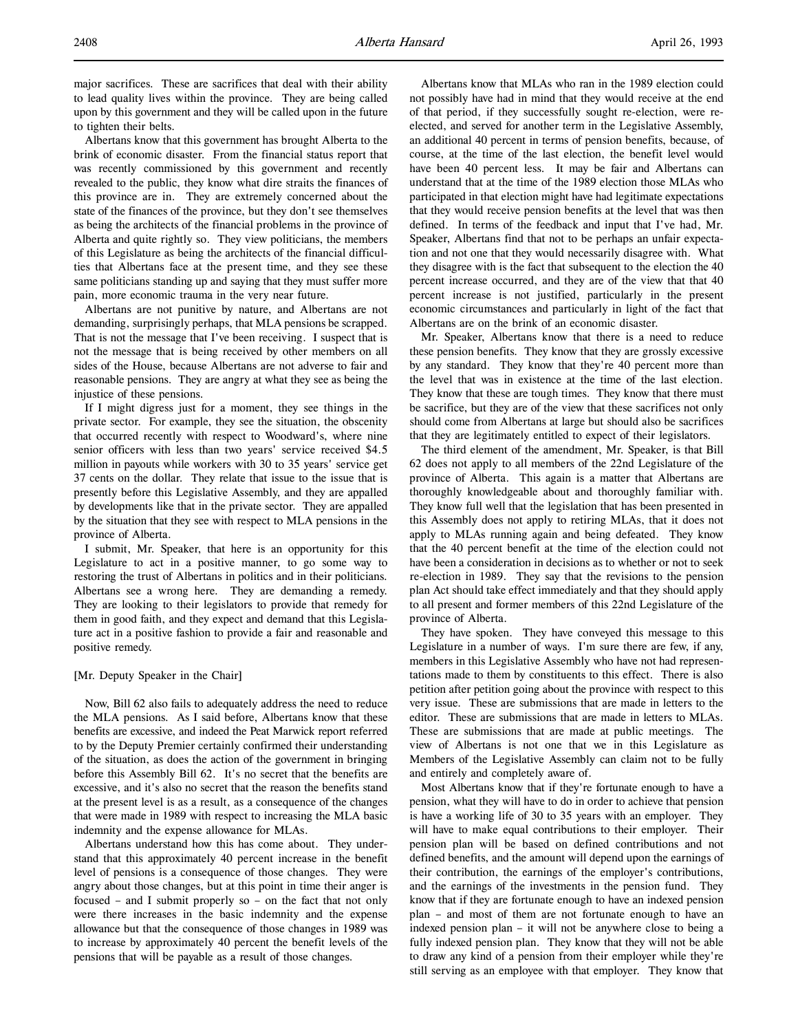major sacrifices. These are sacrifices that deal with their ability to lead quality lives within the province. They are being called upon by this government and they will be called upon in the future to tighten their belts.

Albertans know that this government has brought Alberta to the brink of economic disaster. From the financial status report that was recently commissioned by this government and recently revealed to the public, they know what dire straits the finances of this province are in. They are extremely concerned about the state of the finances of the province, but they don't see themselves as being the architects of the financial problems in the province of Alberta and quite rightly so. They view politicians, the members of this Legislature as being the architects of the financial difficulties that Albertans face at the present time, and they see these same politicians standing up and saying that they must suffer more pain, more economic trauma in the very near future.

Albertans are not punitive by nature, and Albertans are not demanding, surprisingly perhaps, that MLA pensions be scrapped. That is not the message that I've been receiving. I suspect that is not the message that is being received by other members on all sides of the House, because Albertans are not adverse to fair and reasonable pensions. They are angry at what they see as being the injustice of these pensions.

If I might digress just for a moment, they see things in the private sector. For example, they see the situation, the obscenity that occurred recently with respect to Woodward's, where nine senior officers with less than two years' service received $4.5 million in payouts while workers with 30 to 35 years' service get 37 cents on the dollar. They relate that issue to the issue that is presently before this Legislative Assembly, and they are appalled by developments like that in the private sector. They are appalled by the situation that they see with respect to MLA pensions in the province of Alberta.

I submit, Mr. Speaker, that here is an opportunity for this Legislature to act in a positive manner, to go some way to restoring the trust of Albertans in politics and in their politicians. Albertans see a wrong here. They are demanding a remedy. They are looking to their legislators to provide that remedy for them in good faith, and they expect and demand that this Legislature act in a positive fashion to provide a fair and reasonable and positive remedy.

[Mr. Deputy Speaker in the Chair]

Now, Bill 62 also fails to adequately address the need to reduce the MLA pensions. As I said before, Albertans know that these benefits are excessive, and indeed the Peat Marwick report referred to by the Deputy Premier certainly confirmed their understanding of the situation, as does the action of the government in bringing before this Assembly Bill 62. It's no secret that the benefits are excessive, and it's also no secret that the reason the benefits stand at the present level is as a result, as a consequence of the changes that were made in 1989 with respect to increasing the MLA basic indemnity and the expense allowance for MLAs.

Albertans understand how this has come about. They understand that this approximately 40 percent increase in the benefit level of pensions is a consequence of those changes. They were angry about those changes, but at this point in time their anger is focused – and I submit properly so – on the fact that not only were there increases in the basic indemnity and the expense allowance but that the consequence of those changes in 1989 was to increase by approximately 40 percent the benefit levels of the pensions that will be payable as a result of those changes.

Albertans know that MLAs who ran in the 1989 election could not possibly have had in mind that they would receive at the end of that period, if they successfully sought re-election, were re-elected, and served for another term in the Legislative Assembly, an additional 40 percent in terms of pension benefits, because, of course, at the time of the last election, the benefit level would have been 40 percent less. It may be fair and Albertans can understand that at the time of the 1989 election those MLAs who participated in that election might have had legitimate expectations that they would receive pension benefits at the level that was then defined. In terms of the feedback and input that I've had, Mr. Speaker, Albertans find that not to be perhaps an unfair expectation and not one that they would necessarily disagree with. What they disagree with is the fact that subsequent to the election the 40 percent increase occurred, and they are of the view that that 40 percent increase is not justified, particularly in the present economic circumstances and particularly in light of the fact that Albertans are on the brink of an economic disaster.

Mr. Speaker, Albertans know that there is a need to reduce these pension benefits. They know that they are grossly excessive by any standard. They know that they're 40 percent more than the level that was in existence at the time of the last election. They know that these are tough times. They know that there must be sacrifice, but they are of the view that these sacrifices not only should come from Albertans at large but should also be sacrifices that they are legitimately entitled to expect of their legislators.

The third element of the amendment, Mr. Speaker, is that Bill 62 does not apply to all members of the 22nd Legislature of the province of Alberta. This again is a matter that Albertans are thoroughly knowledgeable about and thoroughly familiar with. They know full well that the legislation that has been presented in this Assembly does not apply to retiring MLAs, that it does not apply to MLAs running again and being defeated. They know that the 40 percent benefit at the time of the election could not have been a consideration in decisions as to whether or not to seek re-election in 1989. They say that the revisions to the pension plan Act should take effect immediately and that they should apply to all present and former members of this 22nd Legislature of the province of Alberta.

They have spoken. They have conveyed this message to this Legislature in a number of ways. I'm sure there are few, if any, members in this Legislative Assembly who have not had representations made to them by constituents to this effect. There is also petition after petition going about the province with respect to this very issue. These are submissions that are made in letters to the editor. These are submissions that are made in letters to MLAs. These are submissions that are made at public meetings. The view of Albertans is not one that we in this Legislature as Members of the Legislative Assembly can claim not to be fully and entirely and completely aware of.

Most Albertans know that if they're fortunate enough to have a pension, what they will have to do in order to achieve that pension is have a working life of 30 to 35 years with an employer. They will have to make equal contributions to their employer. Their pension plan will be based on defined contributions and not defined benefits, and the amount will depend upon the earnings of their contribution, the earnings of the employer's contributions, and the earnings of the investments in the pension fund. They know that if they are fortunate enough to have an indexed pension plan – and most of them are not fortunate enough to have an indexed pension plan – it will not be anywhere close to being a fully indexed pension plan. They know that they will not be able to draw any kind of a pension from their employer while they're still serving as an employee with that employer. They know that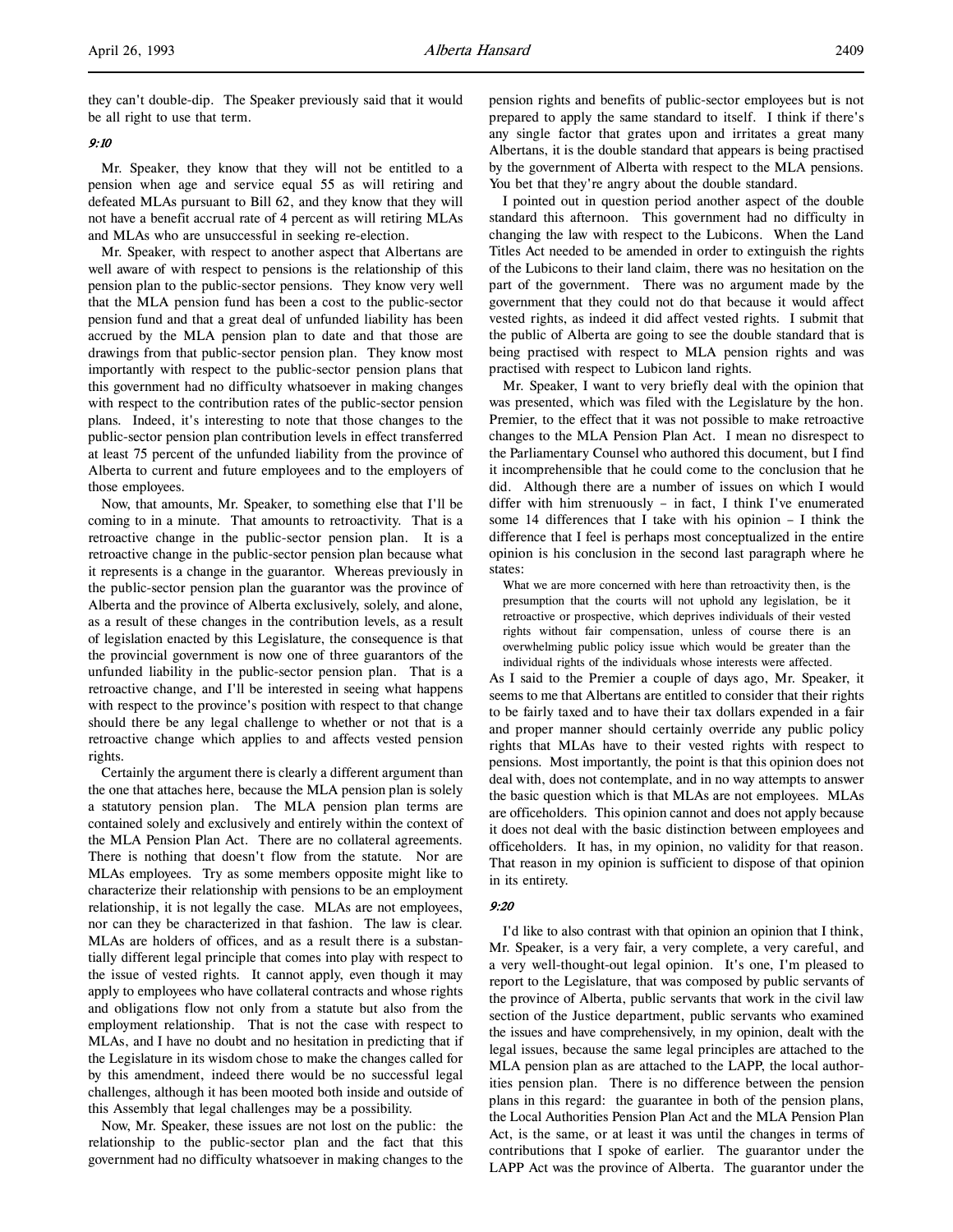they can't double-dip. The Speaker previously said that it would be all right to use that term.

*9:10*

Mr. Speaker, they know that they will not be entitled to a pension when age and service equal 55 as will retiring and defeated MLAs pursuant to Bill 62, and they know that they will not have a benefit accrual rate of 4 percent as will retiring MLAs and MLAs who are unsuccessful in seeking re-election.

Mr. Speaker, with respect to another aspect that Albertans are well aware of with respect to pensions is the relationship of this pension plan to the public-sector pensions. They know very well that the MLA pension fund has been a cost to the public-sector pension fund and that a great deal of unfunded liability has been accrued by the MLA pension plan to date and that those are drawings from that public-sector pension plan. They know most importantly with respect to the public-sector pension plans that this government had no difficulty whatsoever in making changes with respect to the contribution rates of the public-sector pension plans. Indeed, it's interesting to note that those changes to the public-sector pension plan contribution levels in effect transferred at least 75 percent of the unfunded liability from the province of Alberta to current and future employees and to the employers of those employees.

Now, that amounts, Mr. Speaker, to something else that I'll be coming to in a minute. That amounts to retroactivity. That is a retroactive change in the public-sector pension plan. It is a retroactive change in the public-sector pension plan because what it represents is a change in the guarantor. Whereas previously in the public-sector pension plan the guarantor was the province of Alberta and the province of Alberta exclusively, solely, and alone, as a result of these changes in the contribution levels, as a result of legislation enacted by this Legislature, the consequence is that the provincial government is now one of three guarantors of the unfunded liability in the public-sector pension plan. That is a retroactive change, and I'll be interested in seeing what happens with respect to the province's position with respect to that change should there be any legal challenge to whether or not that is a retroactive change which applies to and affects vested pension rights.

Certainly the argument there is clearly a different argument than the one that attaches here, because the MLA pension plan is solely a statutory pension plan. The MLA pension plan terms are contained solely and exclusively and entirely within the context of the MLA Pension Plan Act. There are no collateral agreements. There is nothing that doesn't flow from the statute. Nor are MLAs employees. Try as some members opposite might like to characterize their relationship with pensions to be an employment relationship, it is not legally the case. MLAs are not employees, nor can they be characterized in that fashion. The law is clear. MLAs are holders of offices, and as a result there is a substantially different legal principle that comes into play with respect to the issue of vested rights. It cannot apply, even though it may apply to employees who have collateral contracts and whose rights and obligations flow not only from a statute but also from the employment relationship. That is not the case with respect to MLAs, and I have no doubt and no hesitation in predicting that if the Legislature in its wisdom chose to make the changes called for by this amendment, indeed there would be no successful legal challenges, although it has been mooted both inside and outside of this Assembly that legal challenges may be a possibility.

Now, Mr. Speaker, these issues are not lost on the public: the relationship to the public-sector plan and the fact that this government had no difficulty whatsoever in making changes to the pension rights and benefits of public-sector employees but is not prepared to apply the same standard to itself. I think if there's any single factor that grates upon and irritates a great many Albertans, it is the double standard that appears is being practised by the government of Alberta with respect to the MLA pensions. You bet that they're angry about the double standard.

I pointed out in question period another aspect of the double standard this afternoon. This government had no difficulty in changing the law with respect to the Lubicons. When the Land Titles Act needed to be amended in order to extinguish the rights of the Lubicons to their land claim, there was no hesitation on the part of the government. There was no argument made by the government that they could not do that because it would affect vested rights, as indeed it did affect vested rights. I submit that the public of Alberta are going to see the double standard that is being practised with respect to MLA pension rights and was practised with respect to Lubicon land rights.

Mr. Speaker, I want to very briefly deal with the opinion that was presented, which was filed with the Legislature by the hon. Premier, to the effect that it was not possible to make retroactive changes to the MLA Pension Plan Act. I mean no disrespect to the Parliamentary Counsel who authored this document, but I find it incomprehensible that he could come to the conclusion that he did. Although there are a number of issues on which I would differ with him strenuously – in fact, I think I've enumerated some 14 differences that I take with his opinion – I think the difference that I feel is perhaps most conceptualized in the entire opinion is his conclusion in the second last paragraph where he states:

> What we are more concerned with here than retroactivity then, is the presumption that the courts will not uphold any legislation, be it retroactive or prospective, which deprives individuals of their vested rights without fair compensation, unless of course there is an overwhelming public policy issue which would be greater than the individual rights of the individuals whose interests were affected.

As I said to the Premier a couple of days ago, Mr. Speaker, it seems to me that Albertans are entitled to consider that their rights to be fairly taxed and to have their tax dollars expended in a fair and proper manner should certainly override any public policy rights that MLAs have to their vested rights with respect to pensions. Most importantly, the point is that this opinion does not deal with, does not contemplate, and in no way attempts to answer the basic question which is that MLAs are not employees. MLAs are officeholders. This opinion cannot and does not apply because it does not deal with the basic distinction between employees and officeholders. It has, in my opinion, no validity for that reason. That reason in my opinion is sufficient to dispose of that opinion in its entirety.

*9:20*

I'd like to also contrast with that opinion an opinion that I think, Mr. Speaker, is a very fair, a very complete, a very careful, and a very well-thought-out legal opinion. It's one, I'm pleased to report to the Legislature, that was composed by public servants of the province of Alberta, public servants that work in the civil law section of the Justice department, public servants who examined the issues and have comprehensively, in my opinion, dealt with the legal issues, because the same legal principles are attached to the MLA pension plan as are attached to the LAPP, the local authorities pension plan. There is no difference between the pension plans in this regard: the guarantee in both of the pension plans, the Local Authorities Pension Plan Act and the MLA Pension Plan Act, is the same, or at least it was until the changes in terms of contributions that I spoke of earlier. The guarantor under the LAPP Act was the province of Alberta. The guarantor under the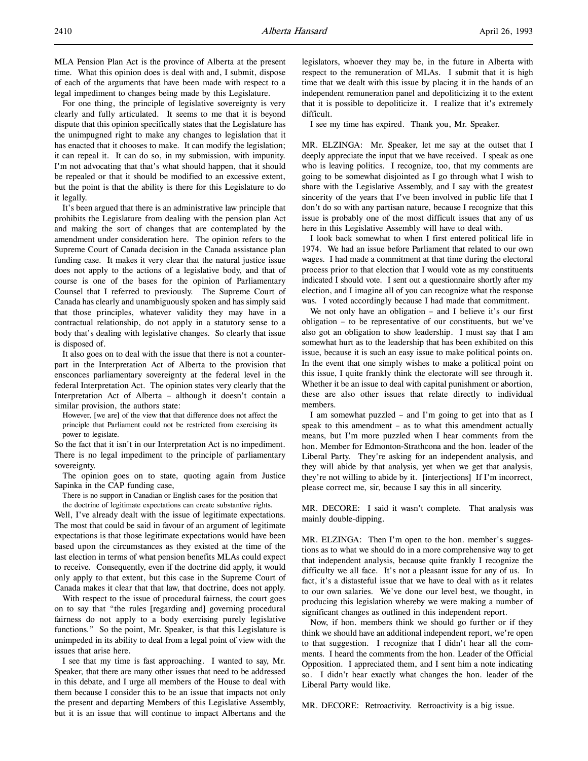MLA Pension Plan Act is the province of Alberta at the present time. What this opinion does is deal with and, I submit, dispose of each of the arguments that have been made with respect to a legal impediment to changes being made by this Legislature.

For one thing, the principle of legislative sovereignty is very clearly and fully articulated. It seems to me that it is beyond dispute that this opinion specifically states that the Legislature has the unimpugned right to make any changes to legislation that it has enacted that it chooses to make. It can modify the legislation; it can repeal it. It can do so, in my submission, with impunity. I'm not advocating that that's what should happen, that it should be repealed or that it should be modified to an excessive extent, but the point is that the ability is there for this Legislature to do it legally.

It's been argued that there is an administrative law principle that prohibits the Legislature from dealing with the pension plan Act and making the sort of changes that are contemplated by the amendment under consideration here. The opinion refers to the Supreme Court of Canada decision in the Canada assistance plan funding case. It makes it very clear that the natural justice issue does not apply to the actions of a legislative body, and that of course is one of the bases for the opinion of Parliamentary Counsel that I referred to previously. The Supreme Court of Canada has clearly and unambiguously spoken and has simply said that those principles, whatever validity they may have in a contractual relationship, do not apply in a statutory sense to a body that's dealing with legislative changes. So clearly that issue is disposed of.

It also goes on to deal with the issue that there is not a counterpart in the Interpretation Act of Alberta to the provision that ensconces parliamentary sovereignty at the federal level in the federal Interpretation Act. The opinion states very clearly that the Interpretation Act of Alberta – although it doesn't contain a similar provision, the authors state:

> However, [we are] of the view that that difference does not affect the principle that Parliament could not be restricted from exercising its power to legislate.

So the fact that it isn't in our Interpretation Act is no impediment. There is no legal impediment to the principle of parliamentary sovereignty.

The opinion goes on to state, quoting again from Justice Sapinka in the CAP funding case,

> There is no support in Canadian or English cases for the position that the doctrine of legitimate expectations can create substantive rights.

Well, I've already dealt with the issue of legitimate expectations. The most that could be said in favour of an argument of legitimate expectations is that those legitimate expectations would have been based upon the circumstances as they existed at the time of the last election in terms of what pension benefits MLAs could expect to receive. Consequently, even if the doctrine did apply, it would only apply to that extent, but this case in the Supreme Court of Canada makes it clear that that law, that doctrine, does not apply.

With respect to the issue of procedural fairness, the court goes on to say that "the rules [regarding and] governing procedural fairness do not apply to a body exercising purely legislative functions." So the point, Mr. Speaker, is that this Legislature is unimpeded in its ability to deal from a legal point of view with the issues that arise here.

I see that my time is fast approaching. I wanted to say, Mr. Speaker, that there are many other issues that need to be addressed in this debate, and I urge all members of the House to deal with them because I consider this to be an issue that impacts not only the present and departing Members of this Legislative Assembly, but it is an issue that will continue to impact Albertans and the legislators, whoever they may be, in the future in Alberta with respect to the remuneration of MLAs. I submit that it is high time that we dealt with this issue by placing it in the hands of an independent remuneration panel and depoliticizing it to the extent that it is possible to depoliticize it. I realize that it's extremely difficult.

I see my time has expired. Thank you, Mr. Speaker.

MR. ELZINGA: Mr. Speaker, let me say at the outset that I deeply appreciate the input that we have received. I speak as one who is leaving politics. I recognize, too, that my comments are going to be somewhat disjointed as I go through what I wish to share with the Legislative Assembly, and I say with the greatest sincerity of the years that I've been involved in public life that I don't do so with any partisan nature, because I recognize that this issue is probably one of the most difficult issues that any of us here in this Legislative Assembly will have to deal with.

I look back somewhat to when I first entered political life in 1974. We had an issue before Parliament that related to our own wages. I had made a commitment at that time during the electoral process prior to that election that I would vote as my constituents indicated I should vote. I sent out a questionnaire shortly after my election, and I imagine all of you can recognize what the response was. I voted accordingly because I had made that commitment.

We not only have an obligation – and I believe it's our first obligation – to be representative of our constituents, but we've also got an obligation to show leadership. I must say that I am somewhat hurt as to the leadership that has been exhibited on this issue, because it is such an easy issue to make political points on. In the event that one simply wishes to make a political point on this issue, I quite frankly think the electorate will see through it. Whether it be an issue to deal with capital punishment or abortion, these are also other issues that relate directly to individual members.

I am somewhat puzzled – and I'm going to get into that as I speak to this amendment – as to what this amendment actually means, but I'm more puzzled when I hear comments from the hon. Member for Edmonton-Strathcona and the hon. leader of the Liberal Party. They're asking for an independent analysis, and they will abide by that analysis, yet when we get that analysis, they're not willing to abide by it. [interjections] If I'm incorrect, please correct me, sir, because I say this in all sincerity.

MR. DECORE: I said it wasn't complete. That analysis was mainly double-dipping.

MR. ELZINGA: Then I'm open to the hon. member's suggestions as to what we should do in a more comprehensive way to get that independent analysis, because quite frankly I recognize the difficulty we all face. It's not a pleasant issue for any of us. In fact, it's a distasteful issue that we have to deal with as it relates to our own salaries. We've done our level best, we thought, in producing this legislation whereby we were making a number of significant changes as outlined in this independent report.

Now, if hon. members think we should go further or if they think we should have an additional independent report, we're open to that suggestion. I recognize that I didn't hear all the comments. I heard the comments from the hon. Leader of the Official Opposition. I appreciated them, and I sent him a note indicating so. I didn't hear exactly what changes the hon. leader of the Liberal Party would like.

MR. DECORE: Retroactivity. Retroactivity is a big issue.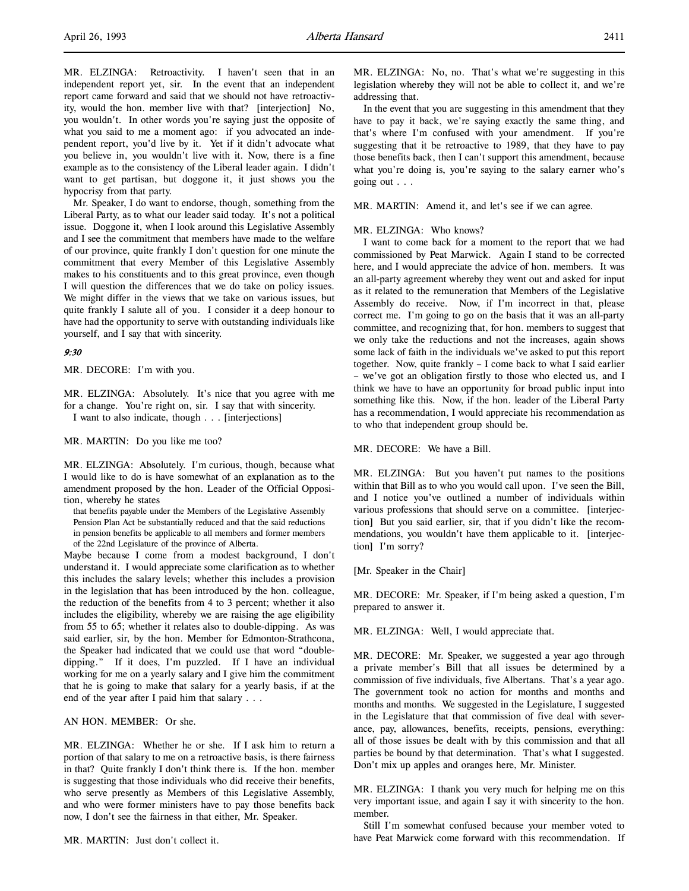MR. ELZINGA: Retroactivity. I haven't seen that in an independent report yet, sir. In the event that an independent report came forward and said that we should not have retroactivity, would the hon. member live with that? [interjection] No, you wouldn't. In other words you're saying just the opposite of what you said to me a moment ago: if you advocated an independent report, you'd live by it. Yet if it didn't advocate what you believe in, you wouldn't live with it. Now, there is a fine example as to the consistency of the Liberal leader again. I didn't want to get partisan, but doggone it, it just shows you the hypocrisy from that party.

Mr. Speaker, I do want to endorse, though, something from the Liberal Party, as to what our leader said today. It's not a political issue. Doggone it, when I look around this Legislative Assembly and I see the commitment that members have made to the welfare of our province, quite frankly I don't question for one minute the commitment that every Member of this Legislative Assembly makes to his constituents and to this great province, even though I will question the differences that we do take on policy issues. We might differ in the views that we take on various issues, but quite frankly I salute all of you. I consider it a deep honour to have had the opportunity to serve with outstanding individuals like yourself, and I say that with sincerity.

*9:30*

MR. DECORE: I'm with you.

MR. ELZINGA: Absolutely. It's nice that you agree with me for a change. You're right on, sir. I say that with sincerity.

I want to also indicate, though . . . [interjections]

MR. MARTIN: Do you like me too?

MR. ELZINGA: Absolutely. I'm curious, though, because what I would like to do is have somewhat of an explanation as to the amendment proposed by the hon. Leader of the Official Opposition, whereby he states

> that benefits payable under the Members of the Legislative Assembly Pension Plan Act be substantially reduced and that the said reductions in pension benefits be applicable to all members and former members of the 22nd Legislature of the province of Alberta.

Maybe because I come from a modest background, I don't understand it. I would appreciate some clarification as to whether this includes the salary levels; whether this includes a provision in the legislation that has been introduced by the hon. colleague, the reduction of the benefits from 4 to 3 percent; whether it also includes the eligibility, whereby we are raising the age eligibility from 55 to 65; whether it relates also to double-dipping. As was said earlier, sir, by the hon. Member for Edmonton-Strathcona, the Speaker had indicated that we could use that word "double-dipping." If it does, I'm puzzled. If I have an individual working for me on a yearly salary and I give him the commitment that he is going to make that salary for a yearly basis, if at the end of the year after I paid him that salary . . .

AN HON. MEMBER: Or she.

MR. ELZINGA: Whether he or she. If I ask him to return a portion of that salary to me on a retroactive basis, is there fairness in that? Quite frankly I don't think there is. If the hon. member is suggesting that those individuals who did receive their benefits, who serve presently as Members of this Legislative Assembly, and who were former ministers have to pay those benefits back now, I don't see the fairness in that either, Mr. Speaker.

MR. MARTIN: Just don't collect it.

MR. ELZINGA: No, no. That's what we're suggesting in this legislation whereby they will not be able to collect it, and we're addressing that.

In the event that you are suggesting in this amendment that they have to pay it back, we're saying exactly the same thing, and that's where I'm confused with your amendment. If you're suggesting that it be retroactive to 1989, that they have to pay those benefits back, then I can't support this amendment, because what you're doing is, you're saying to the salary earner who's going out . . .

MR. MARTIN: Amend it, and let's see if we can agree.

MR. ELZINGA: Who knows?

I want to come back for a moment to the report that we had commissioned by Peat Marwick. Again I stand to be corrected here, and I would appreciate the advice of hon. members. It was an all-party agreement whereby they went out and asked for input as it related to the remuneration that Members of the Legislative Assembly do receive. Now, if I'm incorrect in that, please correct me. I'm going to go on the basis that it was an all-party committee, and recognizing that, for hon. members to suggest that we only take the reductions and not the increases, again shows some lack of faith in the individuals we've asked to put this report together. Now, quite frankly – I come back to what I said earlier – we've got an obligation firstly to those who elected us, and I think we have to have an opportunity for broad public input into something like this. Now, if the hon. leader of the Liberal Party has a recommendation, I would appreciate his recommendation as to who that independent group should be.

MR. DECORE: We have a Bill.

MR. ELZINGA: But you haven't put names to the positions within that Bill as to who you would call upon. I've seen the Bill, and I notice you've outlined a number of individuals within various professions that should serve on a committee. [interjection] But you said earlier, sir, that if you didn't like the recommendations, you wouldn't have them applicable to it. [interjection] I'm sorry?

[Mr. Speaker in the Chair]

MR. DECORE: Mr. Speaker, if I'm being asked a question, I'm prepared to answer it.

MR. ELZINGA: Well, I would appreciate that.

MR. DECORE: Mr. Speaker, we suggested a year ago through a private member's Bill that all issues be determined by a commission of five individuals, five Albertans. That's a year ago. The government took no action for months and months and months and months. We suggested in the Legislature, I suggested in the Legislature that that commission of five deal with severance, pay, allowances, benefits, receipts, pensions, everything: all of those issues be dealt with by this commission and that all parties be bound by that determination. That's what I suggested. Don't mix up apples and oranges here, Mr. Minister.

MR. ELZINGA: I thank you very much for helping me on this very important issue, and again I say it with sincerity to the hon. member.

Still I'm somewhat confused because your member voted to have Peat Marwick come forward with this recommendation. If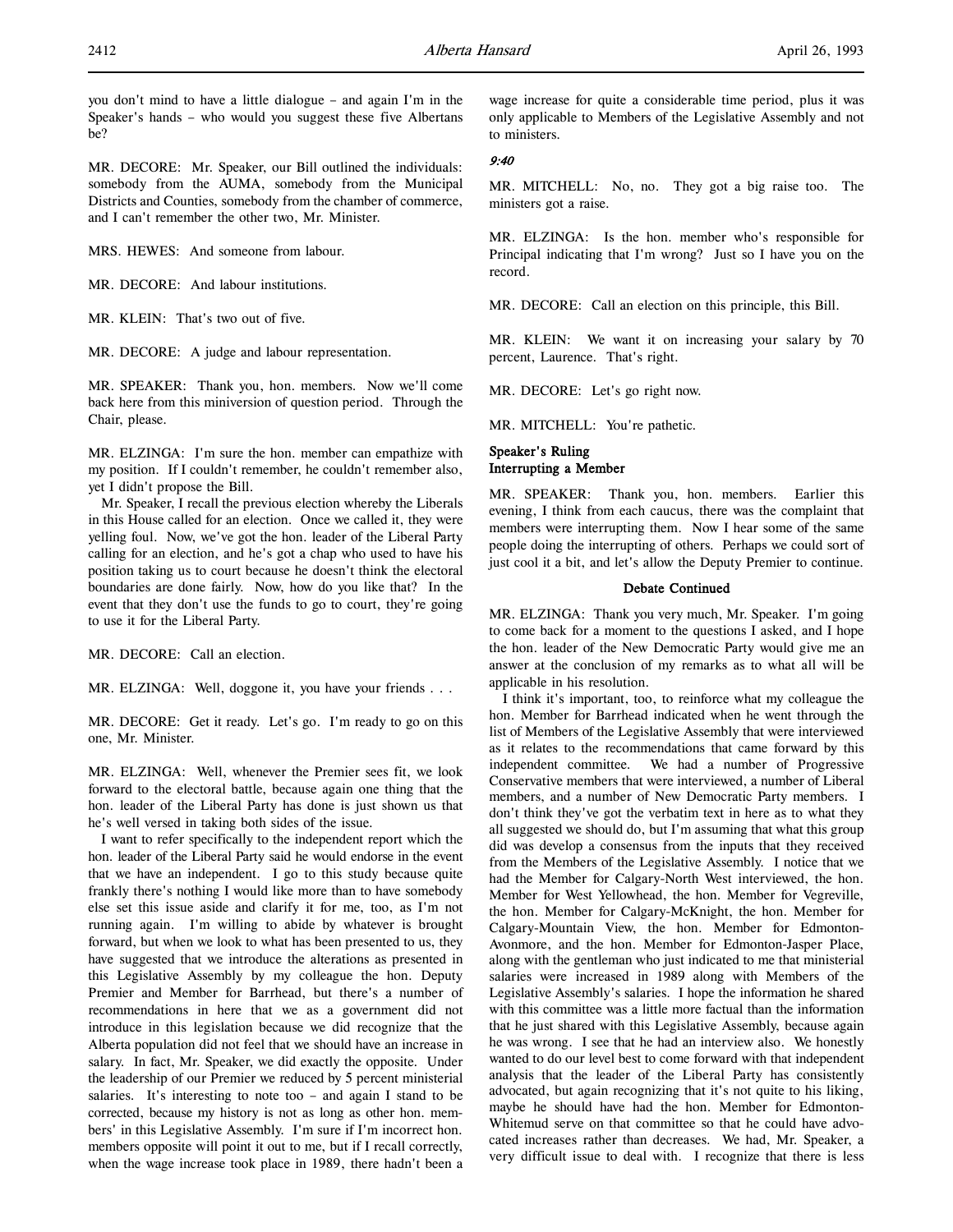you don't mind to have a little dialogue – and again I'm in the Speaker's hands – who would you suggest these five Albertans be?

MR. DECORE: Mr. Speaker, our Bill outlined the individuals: somebody from the AUMA, somebody from the Municipal Districts and Counties, somebody from the chamber of commerce, and I can't remember the other two, Mr. Minister.

MRS. HEWES: And someone from labour.

MR. DECORE: And labour institutions.

MR. KLEIN: That's two out of five.

MR. DECORE: A judge and labour representation.

MR. SPEAKER: Thank you, hon. members. Now we'll come back here from this miniversion of question period. Through the Chair, please.

MR. ELZINGA: I'm sure the hon. member can empathize with my position. If I couldn't remember, he couldn't remember also, yet I didn't propose the Bill.

Mr. Speaker, I recall the previous election whereby the Liberals in this House called for an election. Once we called it, they were yelling foul. Now, we've got the hon. leader of the Liberal Party calling for an election, and he's got a chap who used to have his position taking us to court because he doesn't think the electoral boundaries are done fairly. Now, how do you like that? In the event that they don't use the funds to go to court, they're going to use it for the Liberal Party.

MR. DECORE: Call an election.

MR. ELZINGA: Well, doggone it, you have your friends . . .

MR. DECORE: Get it ready. Let's go. I'm ready to go on this one, Mr. Minister.

MR. ELZINGA: Well, whenever the Premier sees fit, we look forward to the electoral battle, because again one thing that the hon. leader of the Liberal Party has done is just shown us that he's well versed in taking both sides of the issue.

I want to refer specifically to the independent report which the hon. leader of the Liberal Party said he would endorse in the event that we have an independent. I go to this study because quite frankly there's nothing I would like more than to have somebody else set this issue aside and clarify it for me, too, as I'm not running again. I'm willing to abide by whatever is brought forward, but when we look to what has been presented to us, they have suggested that we introduce the alterations as presented in this Legislative Assembly by my colleague the hon. Deputy Premier and Member for Barrhead, but there's a number of recommendations in here that we as a government did not introduce in this legislation because we did recognize that the Alberta population did not feel that we should have an increase in salary. In fact, Mr. Speaker, we did exactly the opposite. Under the leadership of our Premier we reduced by 5 percent ministerial salaries. It's interesting to note too – and again I stand to be corrected, because my history is not as long as other hon. members' in this Legislative Assembly. I'm sure if I'm incorrect hon. members opposite will point it out to me, but if I recall correctly, when the wage increase took place in 1989, there hadn't been a wage increase for quite a considerable time period, plus it was only applicable to Members of the Legislative Assembly and not to ministers.

*9:40*

MR. MITCHELL: No, no. They got a big raise too. The ministers got a raise.

MR. ELZINGA: Is the hon. member who's responsible for Principal indicating that I'm wrong? Just so I have you on the record.

MR. DECORE: Call an election on this principle, this Bill.

MR. KLEIN: We want it on increasing your salary by 70 percent, Laurence. That's right.

MR. DECORE: Let's go right now.

MR. MITCHELL: You're pathetic.

### Speaker's Ruling
### Interrupting a Member

MR. SPEAKER: Thank you, hon. members. Earlier this evening, I think from each caucus, there was the complaint that members were interrupting them. Now I hear some of the same people doing the interrupting of others. Perhaps we could sort of just cool it a bit, and let's allow the Deputy Premier to continue.

### Debate Continued

MR. ELZINGA: Thank you very much, Mr. Speaker. I'm going to come back for a moment to the questions I asked, and I hope the hon. leader of the New Democratic Party would give me an answer at the conclusion of my remarks as to what all will be applicable in his resolution.

I think it's important, too, to reinforce what my colleague the hon. Member for Barrhead indicated when he went through the list of Members of the Legislative Assembly that were interviewed as it relates to the recommendations that came forward by this independent committee. We had a number of Progressive Conservative members that were interviewed, a number of Liberal members, and a number of New Democratic Party members. I don't think they've got the verbatim text in here as to what they all suggested we should do, but I'm assuming that what this group did was develop a consensus from the inputs that they received from the Members of the Legislative Assembly. I notice that we had the Member for Calgary-North West interviewed, the hon. Member for West Yellowhead, the hon. Member for Vegreville, the hon. Member for Calgary-McKnight, the hon. Member for Calgary-Mountain View, the hon. Member for Edmonton-Avonmore, and the hon. Member for Edmonton-Jasper Place, along with the gentleman who just indicated to me that ministerial salaries were increased in 1989 along with Members of the Legislative Assembly's salaries. I hope the information he shared with this committee was a little more factual than the information that he just shared with this Legislative Assembly, because again he was wrong. I see that he had an interview also. We honestly wanted to do our level best to come forward with that independent analysis that the leader of the Liberal Party has consistently advocated, but again recognizing that it's not quite to his liking, maybe he should have had the hon. Member for Edmonton-Whitemud serve on that committee so that he could have advocated increases rather than decreases. We had, Mr. Speaker, a very difficult issue to deal with. I recognize that there is less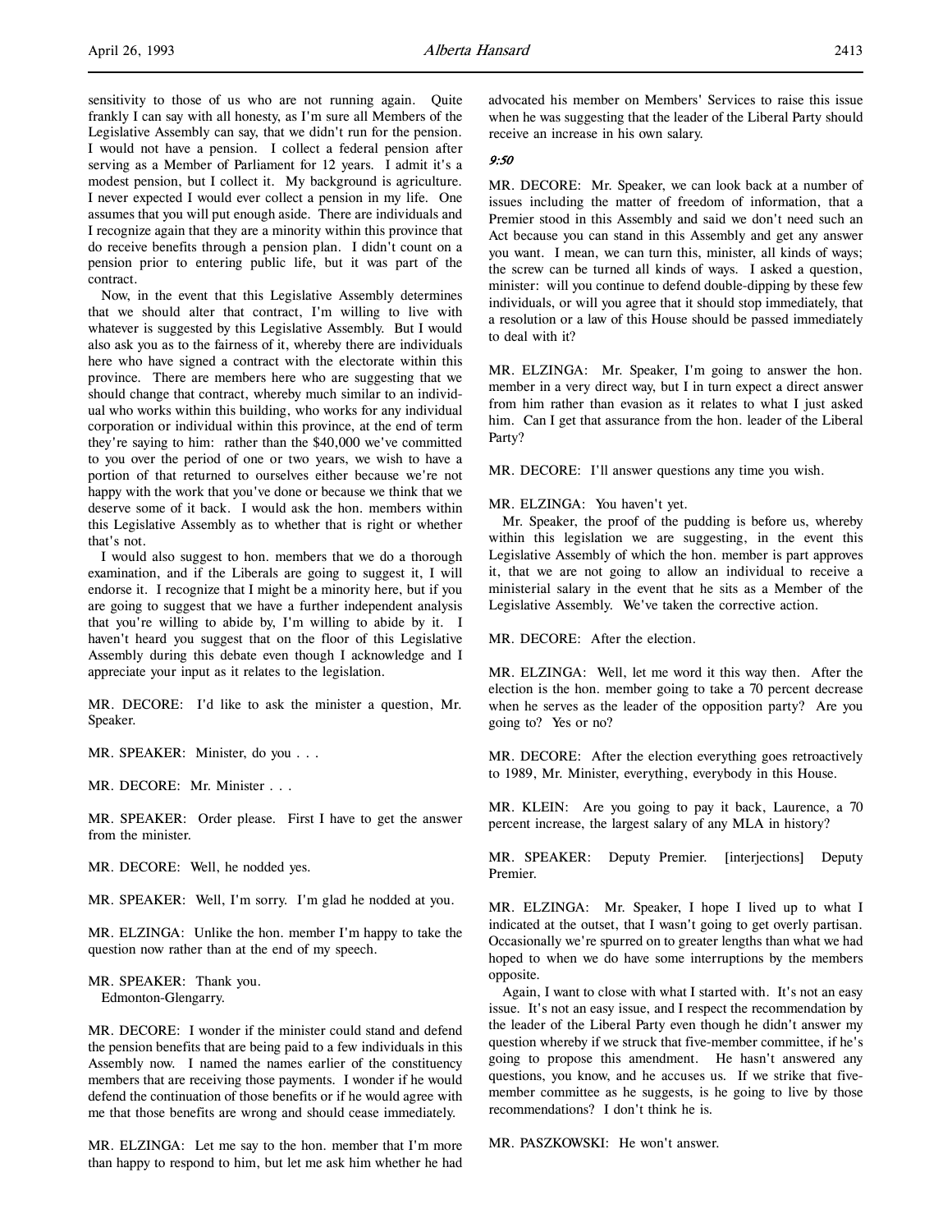sensitivity to those of us who are not running again. Quite frankly I can say with all honesty, as I'm sure all Members of the Legislative Assembly can say, that we didn't run for the pension. I would not have a pension. I collect a federal pension after serving as a Member of Parliament for 12 years. I admit it's a modest pension, but I collect it. My background is agriculture. I never expected I would ever collect a pension in my life. One assumes that you will put enough aside. There are individuals and I recognize again that they are a minority within this province that do receive benefits through a pension plan. I didn't count on a pension prior to entering public life, but it was part of the contract.

Now, in the event that this Legislative Assembly determines that we should alter that contract, I'm willing to live with whatever is suggested by this Legislative Assembly. But I would also ask you as to the fairness of it, whereby there are individuals here who have signed a contract with the electorate within this province. There are members here who are suggesting that we should change that contract, whereby much similar to an individual who works within this building, who works for any individual corporation or individual within this province, at the end of term they're saying to him: rather than the $40,000 we've committed to you over the period of one or two years, we wish to have a portion of that returned to ourselves either because we're not happy with the work that you've done or because we think that we deserve some of it back. I would ask the hon. members within this Legislative Assembly as to whether that is right or whether that's not.

I would also suggest to hon. members that we do a thorough examination, and if the Liberals are going to suggest it, I will endorse it. I recognize that I might be a minority here, but if you are going to suggest that we have a further independent analysis that you're willing to abide by, I'm willing to abide by it. I haven't heard you suggest that on the floor of this Legislative Assembly during this debate even though I acknowledge and I appreciate your input as it relates to the legislation.

MR. DECORE: I'd like to ask the minister a question, Mr. Speaker.

MR. SPEAKER: Minister, do you . . .

MR. DECORE: Mr. Minister . . .

MR. SPEAKER: Order please. First I have to get the answer from the minister.

MR. DECORE: Well, he nodded yes.

MR. SPEAKER: Well, I'm sorry. I'm glad he nodded at you.

MR. ELZINGA: Unlike the hon. member I'm happy to take the question now rather than at the end of my speech.

MR. SPEAKER: Thank you.
Edmonton-Glengarry.

MR. DECORE: I wonder if the minister could stand and defend the pension benefits that are being paid to a few individuals in this Assembly now. I named the names earlier of the constituency members that are receiving those payments. I wonder if he would defend the continuation of those benefits or if he would agree with me that those benefits are wrong and should cease immediately.

MR. ELZINGA: Let me say to the hon. member that I'm more than happy to respond to him, but let me ask him whether he had advocated his member on Members' Services to raise this issue when he was suggesting that the leader of the Liberal Party should receive an increase in his own salary.

*9:50*

MR. DECORE: Mr. Speaker, we can look back at a number of issues including the matter of freedom of information, that a Premier stood in this Assembly and said we don't need such an Act because you can stand in this Assembly and get any answer you want. I mean, we can turn this, minister, all kinds of ways; the screw can be turned all kinds of ways. I asked a question, minister: will you continue to defend double-dipping by these few individuals, or will you agree that it should stop immediately, that a resolution or a law of this House should be passed immediately to deal with it?

MR. ELZINGA: Mr. Speaker, I'm going to answer the hon. member in a very direct way, but I in turn expect a direct answer from him rather than evasion as it relates to what I just asked him. Can I get that assurance from the hon. leader of the Liberal Party?

MR. DECORE: I'll answer questions any time you wish.

MR. ELZINGA: You haven't yet.

Mr. Speaker, the proof of the pudding is before us, whereby within this legislation we are suggesting, in the event this Legislative Assembly of which the hon. member is part approves it, that we are not going to allow an individual to receive a ministerial salary in the event that he sits as a Member of the Legislative Assembly. We've taken the corrective action.

MR. DECORE: After the election.

MR. ELZINGA: Well, let me word it this way then. After the election is the hon. member going to take a 70 percent decrease when he serves as the leader of the opposition party? Are you going to? Yes or no?

MR. DECORE: After the election everything goes retroactively to 1989, Mr. Minister, everything, everybody in this House.

MR. KLEIN: Are you going to pay it back, Laurence, a 70 percent increase, the largest salary of any MLA in history?

MR. SPEAKER: Deputy Premier. [interjections] Deputy Premier.

MR. ELZINGA: Mr. Speaker, I hope I lived up to what I indicated at the outset, that I wasn't going to get overly partisan. Occasionally we're spurred on to greater lengths than what we had hoped to when we do have some interruptions by the members opposite.

Again, I want to close with what I started with. It's not an easy issue. It's not an easy issue, and I respect the recommendation by the leader of the Liberal Party even though he didn't answer my question whereby if we struck that five-member committee, if he's going to propose this amendment. He hasn't answered any questions, you know, and he accuses us. If we strike that five-member committee as he suggests, is he going to live by those recommendations? I don't think he is.

MR. PASZKOWSKI: He won't answer.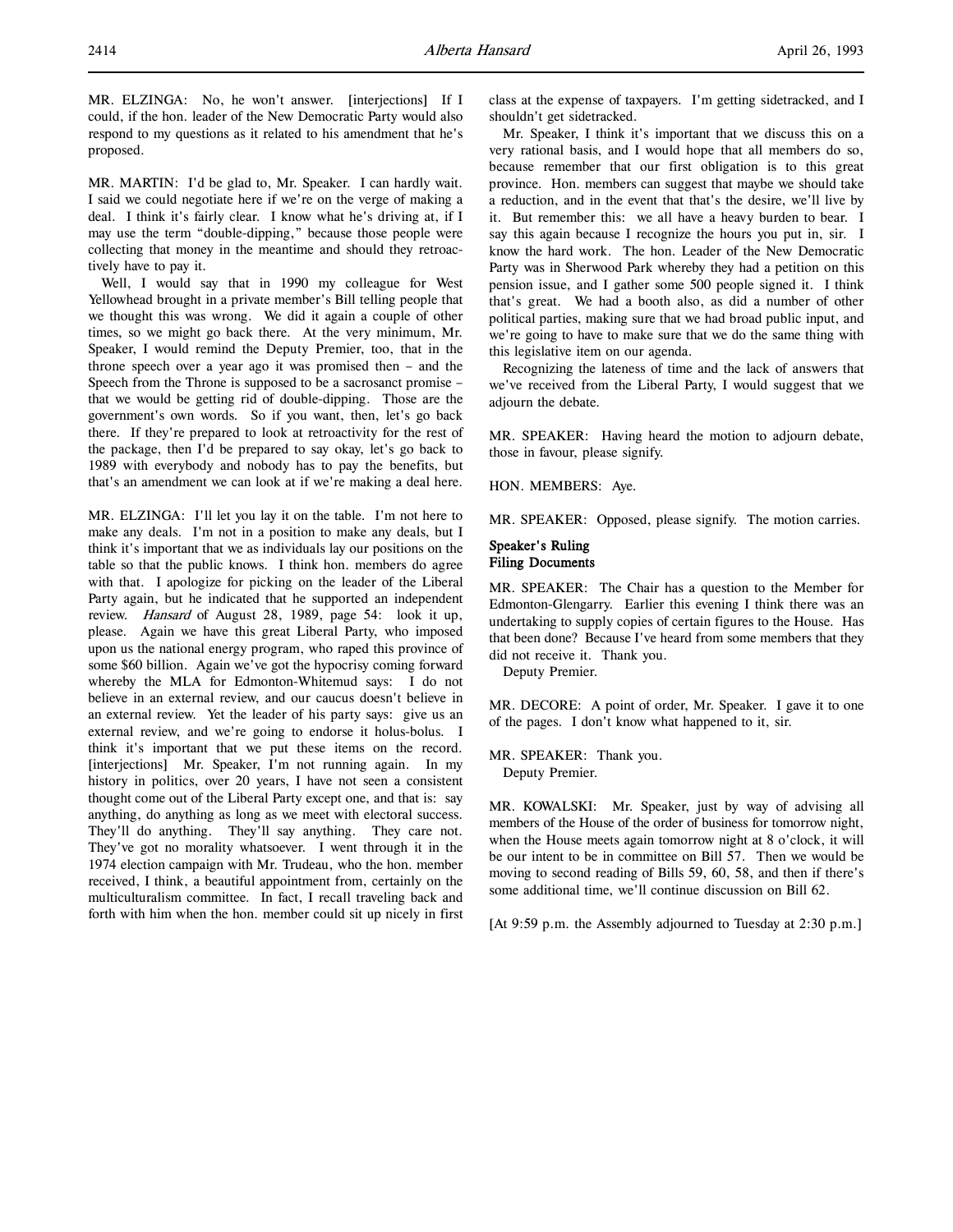MR. ELZINGA: No, he won't answer. [interjections] If I could, if the hon. leader of the New Democratic Party would also respond to my questions as it related to his amendment that he's proposed.

MR. MARTIN: I'd be glad to, Mr. Speaker. I can hardly wait. I said we could negotiate here if we're on the verge of making a deal. I think it's fairly clear. I know what he's driving at, if I may use the term "double-dipping," because those people were collecting that money in the meantime and should they retroactively have to pay it.

Well, I would say that in 1990 my colleague for West Yellowhead brought in a private member's Bill telling people that we thought this was wrong. We did it again a couple of other times, so we might go back there. At the very minimum, Mr. Speaker, I would remind the Deputy Premier, too, that in the throne speech over a year ago it was promised then – and the Speech from the Throne is supposed to be a sacrosanct promise – that we would be getting rid of double-dipping. Those are the government's own words. So if you want, then, let's go back there. If they're prepared to look at retroactivity for the rest of the package, then I'd be prepared to say okay, let's go back to 1989 with everybody and nobody has to pay the benefits, but that's an amendment we can look at if we're making a deal here.

MR. ELZINGA: I'll let you lay it on the table. I'm not here to make any deals. I'm not in a position to make any deals, but I think it's important that we as individuals lay our positions on the table so that the public knows. I think hon. members do agree with that. I apologize for picking on the leader of the Liberal Party again, but he indicated that he supported an independent review. *Hansard* of August 28, 1989, page 54: look it up, please. Again we have this great Liberal Party, who imposed upon us the national energy program, who raped this province of some $60 billion. Again we've got the hypocrisy coming forward whereby the MLA for Edmonton-Whitemud says: I do not believe in an external review, and our caucus doesn't believe in an external review. Yet the leader of his party says: give us an external review, and we're going to endorse it holus-bolus. I think it's important that we put these items on the record. [interjections] Mr. Speaker, I'm not running again. In my history in politics, over 20 years, I have not seen a consistent thought come out of the Liberal Party except one, and that is: say anything, do anything as long as we meet with electoral success. They'll do anything. They'll say anything. They care not. They've got no morality whatsoever. I went through it in the 1974 election campaign with Mr. Trudeau, who the hon. member received, I think, a beautiful appointment from, certainly on the multiculturalism committee. In fact, I recall traveling back and forth with him when the hon. member could sit up nicely in first class at the expense of taxpayers. I'm getting sidetracked, and I shouldn't get sidetracked.

Mr. Speaker, I think it's important that we discuss this on a very rational basis, and I would hope that all members do so, because remember that our first obligation is to this great province. Hon. members can suggest that maybe we should take a reduction, and in the event that that's the desire, we'll live by it. But remember this: we all have a heavy burden to bear. I say this again because I recognize the hours you put in, sir. I know the hard work. The hon. Leader of the New Democratic Party was in Sherwood Park whereby they had a petition on this pension issue, and I gather some 500 people signed it. I think that's great. We had a booth also, as did a number of other political parties, making sure that we had broad public input, and we're going to have to make sure that we do the same thing with this legislative item on our agenda.

Recognizing the lateness of time and the lack of answers that we've received from the Liberal Party, I would suggest that we adjourn the debate.

MR. SPEAKER: Having heard the motion to adjourn debate, those in favour, please signify.

HON. MEMBERS: Aye.

MR. SPEAKER: Opposed, please signify. The motion carries.

### Speaker's Ruling
### Filing Documents

MR. SPEAKER: The Chair has a question to the Member for Edmonton-Glengarry. Earlier this evening I think there was an undertaking to supply copies of certain figures to the House. Has that been done? Because I've heard from some members that they did not receive it. Thank you.

Deputy Premier.

MR. DECORE: A point of order, Mr. Speaker. I gave it to one of the pages. I don't know what happened to it, sir.

MR. SPEAKER: Thank you.

Deputy Premier.

MR. KOWALSKI: Mr. Speaker, just by way of advising all members of the House of the order of business for tomorrow night, when the House meets again tomorrow night at 8 o'clock, it will be our intent to be in committee on Bill 57. Then we would be moving to second reading of Bills 59, 60, 58, and then if there's some additional time, we'll continue discussion on Bill 62.

[At 9:59 p.m. the Assembly adjourned to Tuesday at 2:30 p.m.]